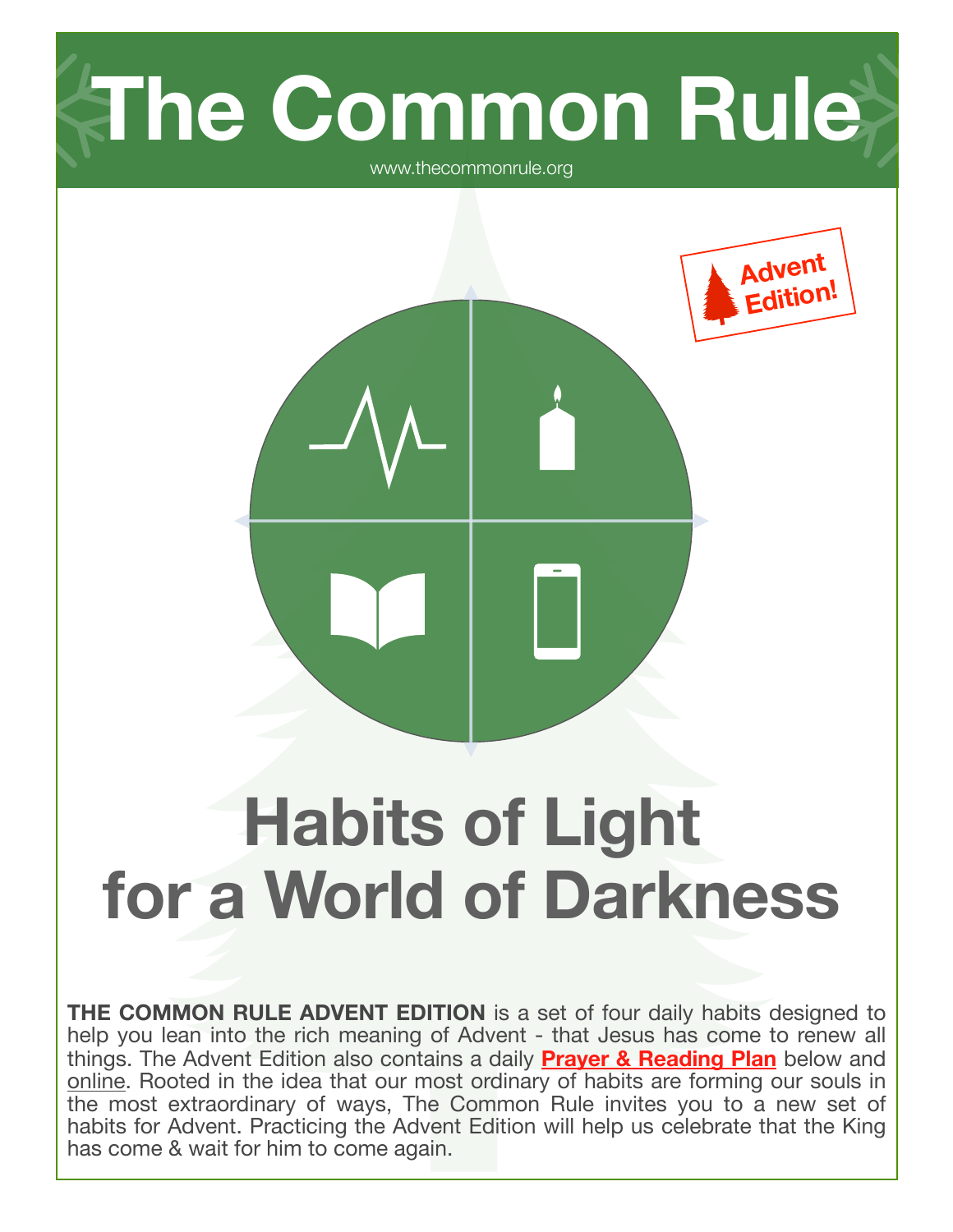# The Common Rule

www.thecommonrule.org

Advent Edition!

# Habits of Light for a World of Darkness

**THE COMMON RULE ADVENT EDITION** is a set of four daily habits designed to help you lean into the rich meaning of Advent - that Jesus has come to renew all things. The Advent Edition also contains a daily **Prayer & Reading Plan** below and online. Rooted in the idea that our most ordinary of habits are forming our souls in the most extraordinary of ways, The Common Rule invites you to a new set of habits for Advent. Practicing the Advent Edition will help us celebrate that the King has come & wait for him to come again.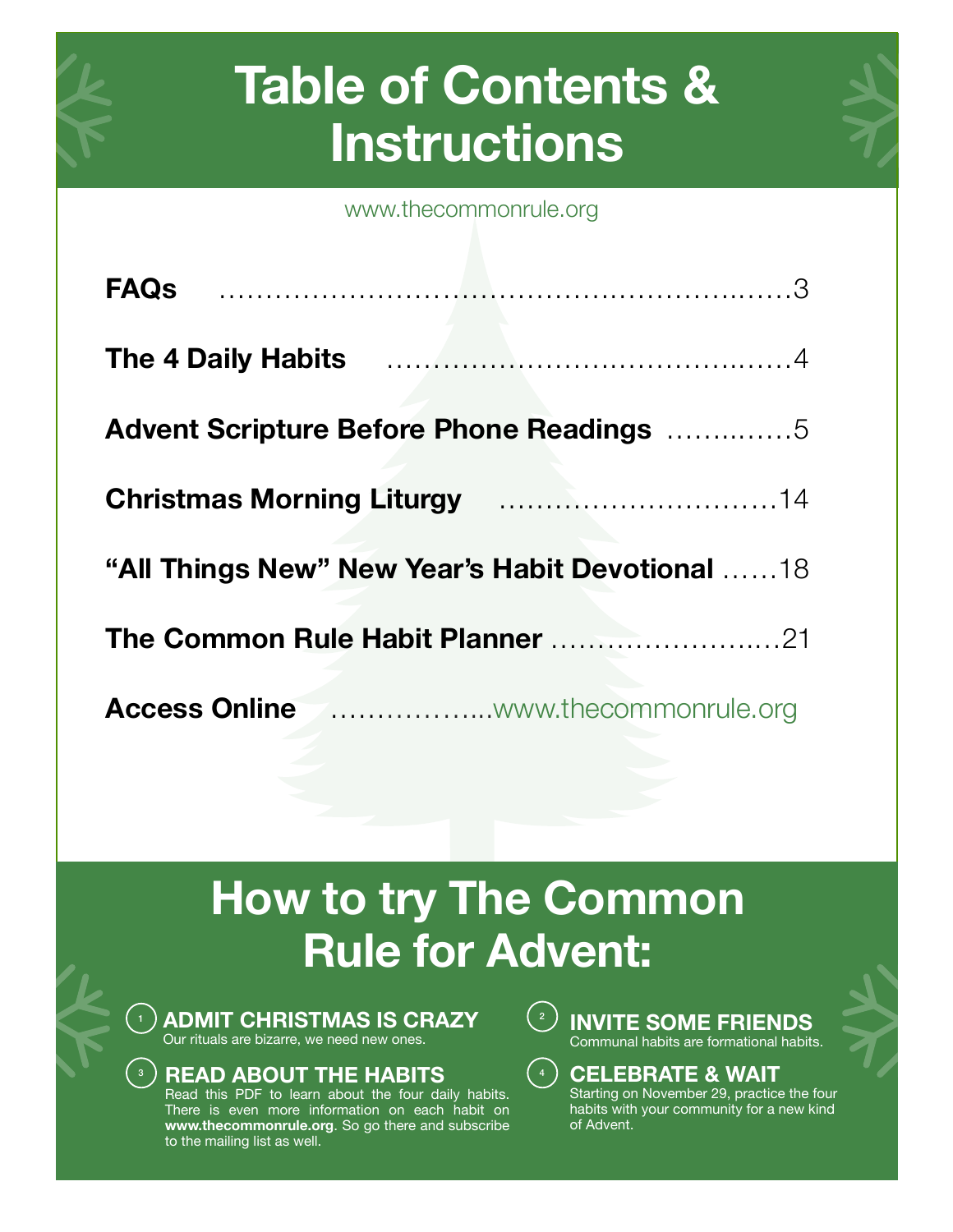# Table of Contents & Instructions

www.thecommonrule.org

| | |
|---|---|
| **FAQs** | 3 |
| **The 4 Daily Habits** | 4 |
| **Advent Scripture Before Phone Readings** | 5 |
| **Christmas Morning Liturgy** | 14 |
| **"All Things New" New Year's Habit Devotional** | 18 |
| **The Common Rule Habit Planner** | 21 |
| **Access Online** | www.thecommonrule.org |

## How to try The Common Rule for Advent:

1. **ADMIT CHRISTMAS IS CRAZY**
   Our rituals are bizarre, we need new ones.

2. **INVITE SOME FRIENDS**
   Communal habits are formational habits.

3. **READ ABOUT THE HABITS**
   Read this PDF to learn about the four daily habits. There is even more information on each habit on **www.thecommonrule.org**. So go there and subscribe to the mailing list as well.

4. **CELEBRATE & WAIT**
   Starting on November 29, practice the four habits with your community for a new kind of Advent.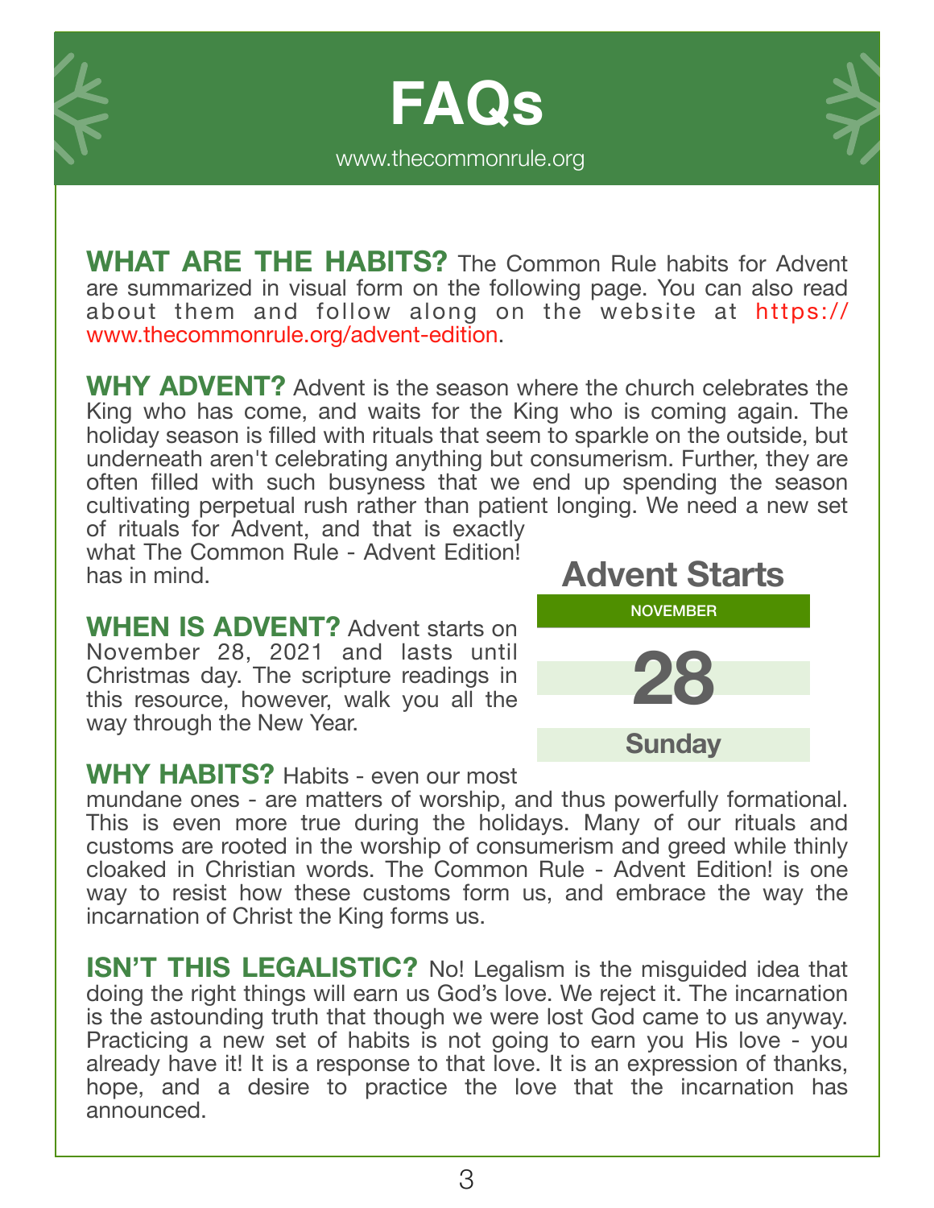# FAQs

www.thecommonrule.org

**WHAT ARE THE HABITS?** The Common Rule habits for Advent are summarized in visual form on the following page. You can also read about them and follow along on the website at https://www.thecommonrule.org/advent-edition.

**WHY ADVENT?** Advent is the season where the church celebrates the King who has come, and waits for the King who is coming again. The holiday season is filled with rituals that seem to sparkle on the outside, but underneath aren't celebrating anything but consumerism. Further, they are often filled with such busyness that we end up spending the season cultivating perpetual rush rather than patient longing. We need a new set of rituals for Advent, and that is exactly what The Common Rule - Advent Edition! has in mind.

**WHEN IS ADVENT?** Advent starts on November 28, 2021 and lasts until Christmas day. The scripture readings in this resource, however, walk you all the way through the New Year.

**Advent Starts**

NOVEMBER

**28**

**Sunday**

**WHY HABITS?** Habits - even our most mundane ones - are matters of worship, and thus powerfully formational. This is even more true during the holidays. Many of our rituals and customs are rooted in the worship of consumerism and greed while thinly cloaked in Christian words. The Common Rule - Advent Edition! is one way to resist how these customs form us, and embrace the way the incarnation of Christ the King forms us.

**ISN'T THIS LEGALISTIC?** No! Legalism is the misguided idea that doing the right things will earn us God's love. We reject it. The incarnation is the astounding truth that though we were lost God came to us anyway. Practicing a new set of habits is not going to earn you His love - you already have it! It is a response to that love. It is an expression of thanks, hope, and a desire to practice the love that the incarnation has announced.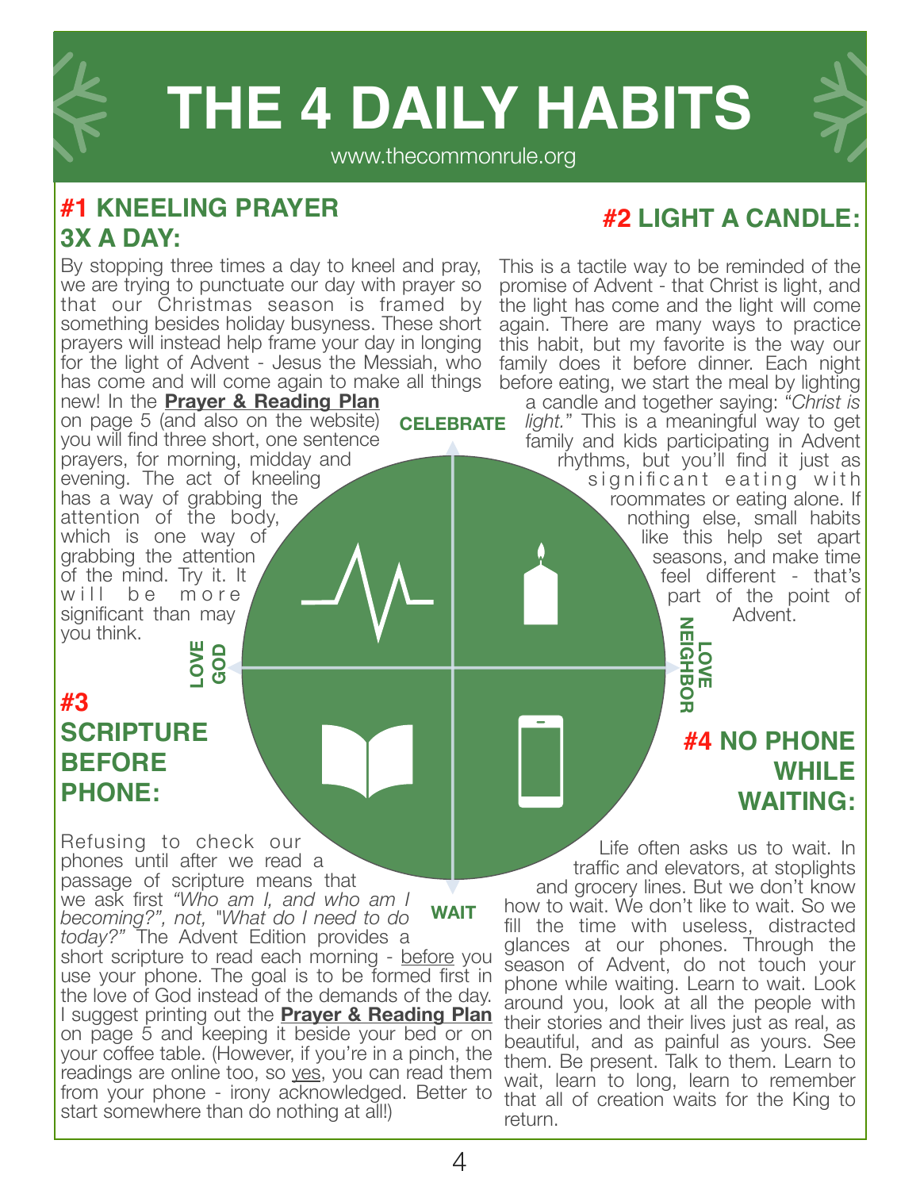# THE 4 DAILY HABITS

www.thecommonrule.org

## #1 KNEELING PRAYER 3X A DAY:

By stopping three times a day to kneel and pray, we are trying to punctuate our day with prayer so that our Christmas season is framed by something besides holiday busyness. These short prayers will instead help frame your day in longing for the light of Advent - Jesus the Messiah, who has come and will come again to make all things new! In the **Prayer & Reading Plan** on page 5 (and also on the website) you will find three short, one sentence prayers, for morning, midday and evening. The act of kneeling has a way of grabbing the attention of the body, which is one way of grabbing the attention of the mind. Try it. It will be more significant than may you think.

## #2 LIGHT A CANDLE:

This is a tactile way to be reminded of the promise of Advent - that Christ is light, and the light has come and the light will come again. There are many ways to practice this habit, but my favorite is the way our family does it before dinner. Each night before eating, we start the meal by lighting a candle and together saying: *"Christ is light."* This is a meaningful way to get family and kids participating in Advent rhythms, but you'll find it just as significant eating with roommates or eating alone. If nothing else, small habits like this help set apart seasons, and make time feel different - that's part of the point of Advent.

CELEBRATE

LOVE GOD

LOVE NEIGHBOR

WAIT

## #3 SCRIPTURE BEFORE PHONE:

Refusing to check our phones until after we read a passage of scripture means that we ask first *"Who am I, and who am I becoming?", not, "What do I need to do today?"* The Advent Edition provides a short scripture to read each morning - before you use your phone. The goal is to be formed first in the love of God instead of the demands of the day. I suggest printing out the **Prayer & Reading Plan** on page 5 and keeping it beside your bed or on your coffee table. (However, if you're in a pinch, the readings are online too, so yes, you can read them from your phone - irony acknowledged. Better to start somewhere than do nothing at all!)

## #4 NO PHONE WHILE WAITING:

Life often asks us to wait. In traffic and elevators, at stoplights and grocery lines. But we don't know how to wait. We don't like to wait. So we fill the time with useless, distracted glances at our phones. Through the season of Advent, do not touch your phone while waiting. Learn to wait. Look around you, look at all the people with their stories and their lives just as real, as beautiful, and as painful as yours. See them. Be present. Talk to them. Learn to wait, learn to long, learn to remember that all of creation waits for the King to return.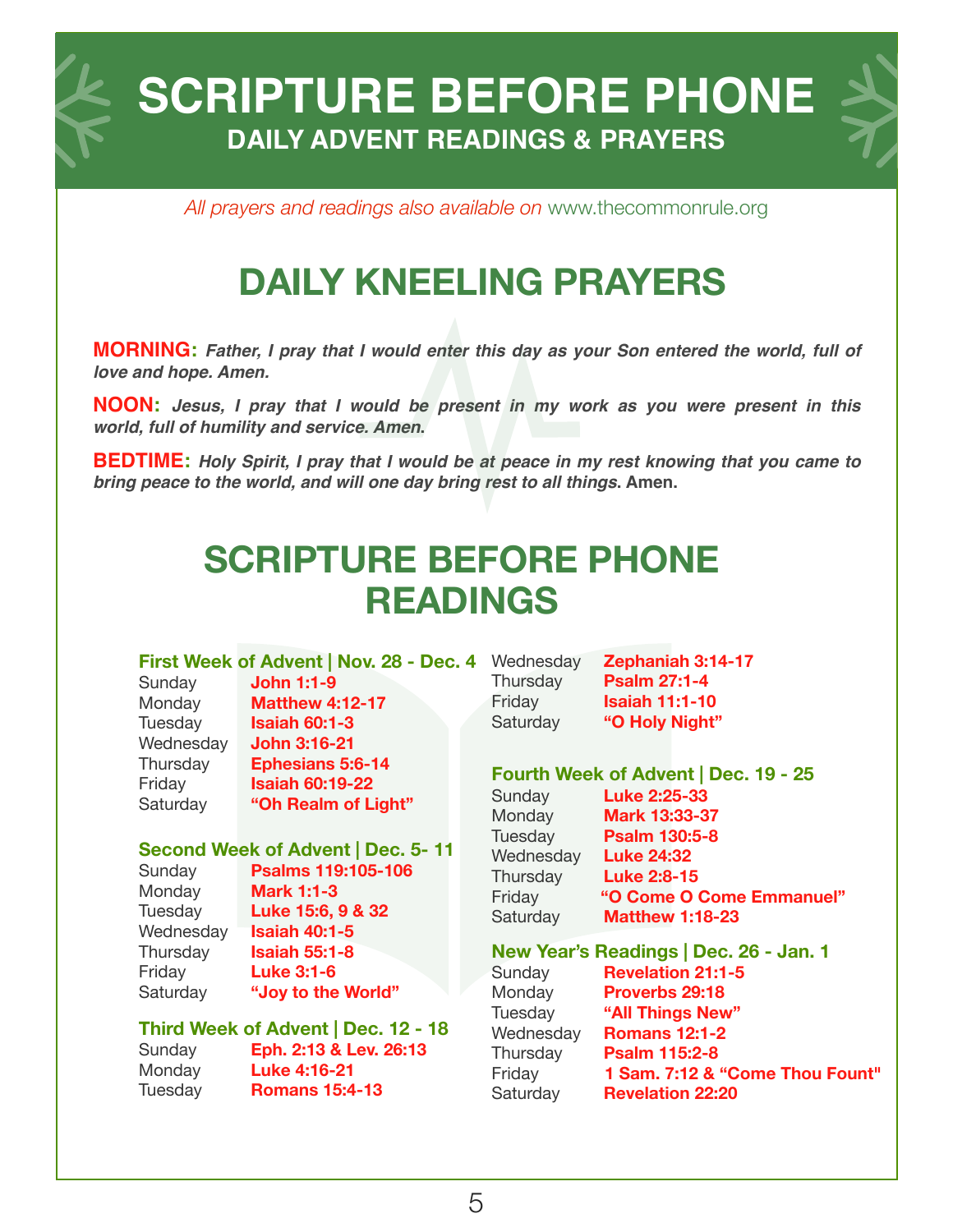# SCRIPTURE BEFORE PHONE

## DAILY ADVENT READINGS & PRAYERS

*All prayers and readings also available on* www.thecommonrule.org

## DAILY KNEELING PRAYERS

**MORNING:** ***Father, I pray that I would enter this day as your Son entered the world, full of love and hope. Amen.***

**NOON:** ***Jesus, I pray that I would be present in my work as you were present in this world, full of humility and service. Amen.***

**BEDTIME:** ***Holy Spirit, I pray that I would be at peace in my rest knowing that you came to bring peace to the world, and will one day bring rest to all things.*** **Amen.**

## SCRIPTURE BEFORE PHONE READINGS

### First Week of Advent | Nov. 28 - Dec. 4

| | |
|---|---|
| Sunday | **John 1:1-9** |
| Monday | **Matthew 4:12-17** |
| Tuesday | **Isaiah 60:1-3** |
| Wednesday | **John 3:16-21** |
| Thursday | **Ephesians 5:6-14** |
| Friday | **Isaiah 60:19-22** |
| Saturday | **"Oh Realm of Light"** |

### Second Week of Advent | Dec. 5- 11

| | |
|---|---|
| Sunday | **Psalms 119:105-106** |
| Monday | **Mark 1:1-3** |
| Tuesday | **Luke 15:6, 9 & 32** |
| Wednesday | **Isaiah 40:1-5** |
| Thursday | **Isaiah 55:1-8** |
| Friday | **Luke 3:1-6** |
| Saturday | **"Joy to the World"** |

### Third Week of Advent | Dec. 12 - 18

| | |
|---|---|
| Sunday | **Eph. 2:13 & Lev. 26:13** |
| Monday | **Luke 4:16-21** |
| Tuesday | **Romans 15:4-13** |
| Wednesday | **Zephaniah 3:14-17** |
| Thursday | **Psalm 27:1-4** |
| Friday | **Isaiah 11:1-10** |
| Saturday | **"O Holy Night"** |

### Fourth Week of Advent | Dec. 19 - 25

| | |
|---|---|
| Sunday | **Luke 2:25-33** |
| Monday | **Mark 13:33-37** |
| Tuesday | **Psalm 130:5-8** |
| Wednesday | **Luke 24:32** |
| Thursday | **Luke 2:8-15** |
| Friday | **"O Come O Come Emmanuel"** |
| Saturday | **Matthew 1:18-23** |

### New Year's Readings | Dec. 26 - Jan. 1

| | |
|---|---|
| Sunday | **Revelation 21:1-5** |
| Monday | **Proverbs 29:18** |
| Tuesday | **"All Things New"** |
| Wednesday | **Romans 12:1-2** |
| Thursday | **Psalm 115:2-8** |
| Friday | **1 Sam. 7:12 & "Come Thou Fount"** |
| Saturday | **Revelation 22:20** |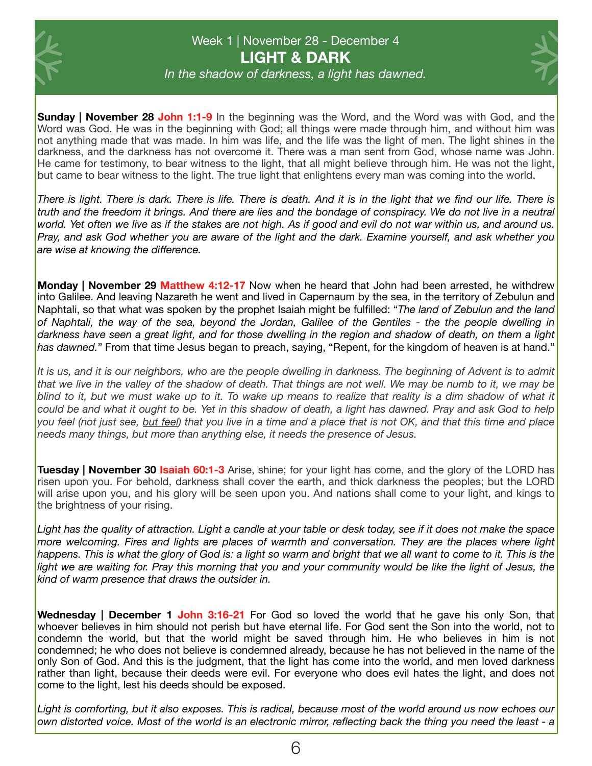## Week 1 | November 28 - December 4

# LIGHT & DARK

*In the shadow of darkness, a light has dawned.*

**Sunday | November 28** **John 1:1-9** In the beginning was the Word, and the Word was with God, and the Word was God. He was in the beginning with God; all things were made through him, and without him was not anything made that was made. In him was life, and the life was the light of men. The light shines in the darkness, and the darkness has not overcome it. There was a man sent from God, whose name was John. He came for testimony, to bear witness to the light, that all might believe through him. He was not the light, but came to bear witness to the light. The true light that enlightens every man was coming into the world.

*There is light. There is dark. There is life. There is death. And it is in the light that we find our life. There is truth and the freedom it brings. And there are lies and the bondage of conspiracy. We do not live in a neutral world. Yet often we live as if the stakes are not high. As if good and evil do not war within us, and around us. Pray, and ask God whether you are aware of the light and the dark. Examine yourself, and ask whether you are wise at knowing the difference.*

**Monday | November 29** **Matthew 4:12-17** Now when he heard that John had been arrested, he withdrew into Galilee. And leaving Nazareth he went and lived in Capernaum by the sea, in the territory of Zebulun and Naphtali, so that what was spoken by the prophet Isaiah might be fulfilled: "*The land of Zebulun and the land of Naphtali, the way of the sea, beyond the Jordan, Galilee of the Gentiles - the the people dwelling in darkness have seen a great light, and for those dwelling in the region and shadow of death, on them a light has dawned.*" From that time Jesus began to preach, saying, "Repent, for the kingdom of heaven is at hand."

*It is us, and it is our neighbors, who are the people dwelling in darkness. The beginning of Advent is to admit that we live in the valley of the shadow of death. That things are not well. We may be numb to it, we may be blind to it, but we must wake up to it. To wake up means to realize that reality is a dim shadow of what it could be and what it ought to be. Yet in this shadow of death, a light has dawned. Pray and ask God to help you feel (not just see, <u>but feel</u>) that you live in a time and a place that is not OK, and that this time and place needs many things, but more than anything else, it needs the presence of Jesus.*

**Tuesday | November 30** **Isaiah 60:1-3** Arise, shine; for your light has come, and the glory of the LORD has risen upon you. For behold, darkness shall cover the earth, and thick darkness the peoples; but the LORD will arise upon you, and his glory will be seen upon you. And nations shall come to your light, and kings to the brightness of your rising.

*Light has the quality of attraction. Light a candle at your table or desk today, see if it does not make the space more welcoming. Fires and lights are places of warmth and conversation. They are the places where light happens. This is what the glory of God is: a light so warm and bright that we all want to come to it. This is the light we are waiting for. Pray this morning that you and your community would be like the light of Jesus, the kind of warm presence that draws the outsider in.*

**Wednesday | December 1** **John 3:16-21** For God so loved the world that he gave his only Son, that whoever believes in him should not perish but have eternal life. For God sent the Son into the world, not to condemn the world, but that the world might be saved through him. He who believes in him is not condemned; he who does not believe is condemned already, because he has not believed in the name of the only Son of God. And this is the judgment, that the light has come into the world, and men loved darkness rather than light, because their deeds were evil. For everyone who does evil hates the light, and does not come to the light, lest his deeds should be exposed.

*Light is comforting, but it also exposes. This is radical, because most of the world around us now echoes our own distorted voice. Most of the world is an electronic mirror, reflecting back the thing you need the least - a*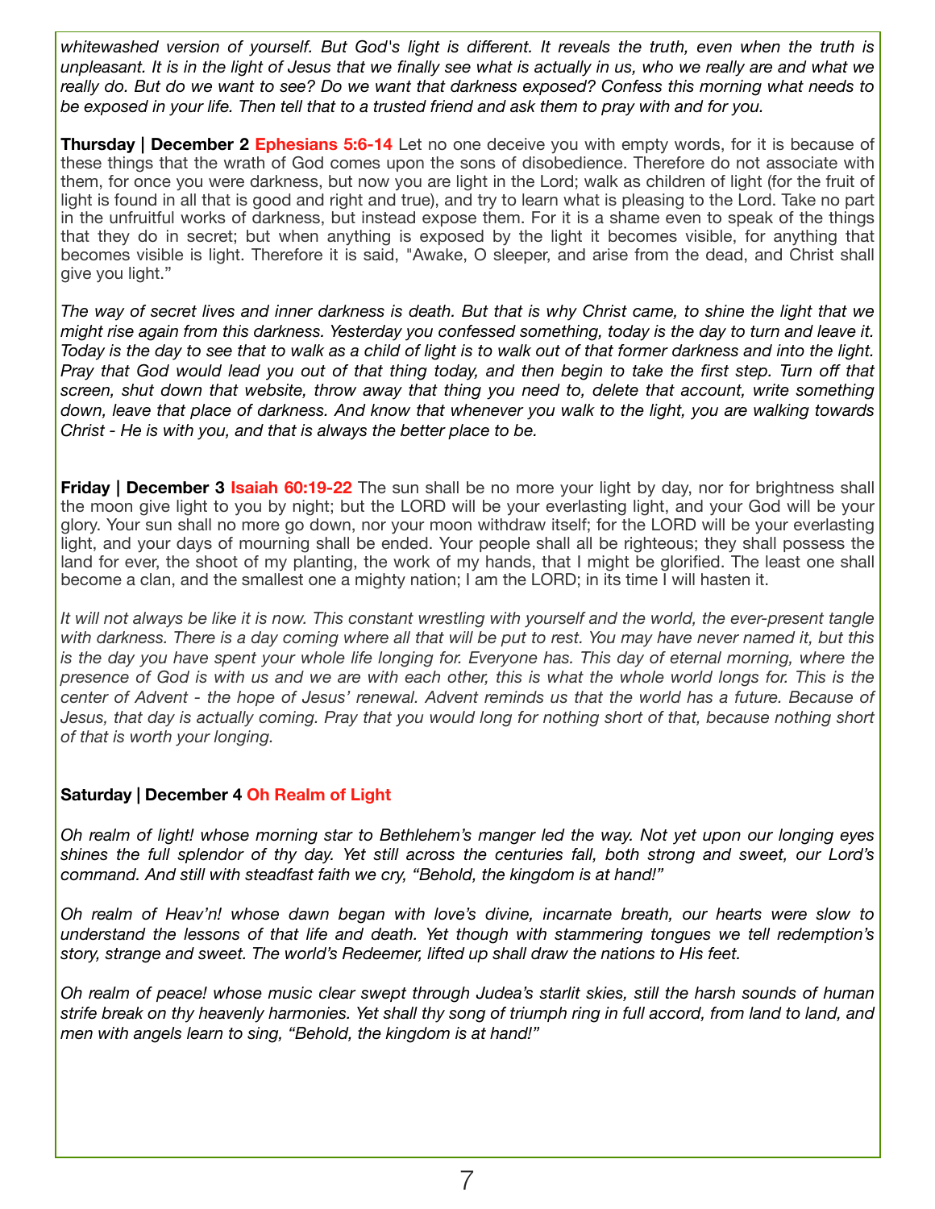*whitewashed version of yourself. But God's light is different. It reveals the truth, even when the truth is unpleasant. It is in the light of Jesus that we finally see what is actually in us, who we really are and what we really do. But do we want to see? Do we want that darkness exposed? Confess this morning what needs to be exposed in your life. Then tell that to a trusted friend and ask them to pray with and for you.*

**Thursday | December 2** **Ephesians 5:6-14** Let no one deceive you with empty words, for it is because of these things that the wrath of God comes upon the sons of disobedience. Therefore do not associate with them, for once you were darkness, but now you are light in the Lord; walk as children of light (for the fruit of light is found in all that is good and right and true), and try to learn what is pleasing to the Lord. Take no part in the unfruitful works of darkness, but instead expose them. For it is a shame even to speak of the things that they do in secret; but when anything is exposed by the light it becomes visible, for anything that becomes visible is light. Therefore it is said, "Awake, O sleeper, and arise from the dead, and Christ shall give you light."

*The way of secret lives and inner darkness is death. But that is why Christ came, to shine the light that we might rise again from this darkness. Yesterday you confessed something, today is the day to turn and leave it. Today is the day to see that to walk as a child of light is to walk out of that former darkness and into the light. Pray that God would lead you out of that thing today, and then begin to take the first step. Turn off that screen, shut down that website, throw away that thing you need to, delete that account, write something down, leave that place of darkness. And know that whenever you walk to the light, you are walking towards Christ - He is with you, and that is always the better place to be.*

**Friday | December 3** **Isaiah 60:19-22** The sun shall be no more your light by day, nor for brightness shall the moon give light to you by night; but the LORD will be your everlasting light, and your God will be your glory. Your sun shall no more go down, nor your moon withdraw itself; for the LORD will be your everlasting light, and your days of mourning shall be ended. Your people shall all be righteous; they shall possess the land for ever, the shoot of my planting, the work of my hands, that I might be glorified. The least one shall become a clan, and the smallest one a mighty nation; I am the LORD; in its time I will hasten it.

*It will not always be like it is now. This constant wrestling with yourself and the world, the ever-present tangle with darkness. There is a day coming where all that will be put to rest. You may have never named it, but this is the day you have spent your whole life longing for. Everyone has. This day of eternal morning, where the presence of God is with us and we are with each other, this is what the whole world longs for. This is the center of Advent - the hope of Jesus' renewal. Advent reminds us that the world has a future. Because of Jesus, that day is actually coming. Pray that you would long for nothing short of that, because nothing short of that is worth your longing.*

**Saturday | December 4** **Oh Realm of Light**

*Oh realm of light! whose morning star to Bethlehem's manger led the way. Not yet upon our longing eyes shines the full splendor of thy day. Yet still across the centuries fall, both strong and sweet, our Lord's command. And still with steadfast faith we cry, "Behold, the kingdom is at hand!"*

*Oh realm of Heav'n! whose dawn began with love's divine, incarnate breath, our hearts were slow to understand the lessons of that life and death. Yet though with stammering tongues we tell redemption's story, strange and sweet. The world's Redeemer, lifted up shall draw the nations to His feet.*

*Oh realm of peace! whose music clear swept through Judea's starlit skies, still the harsh sounds of human strife break on thy heavenly harmonies. Yet shall thy song of triumph ring in full accord, from land to land, and men with angels learn to sing, "Behold, the kingdom is at hand!"*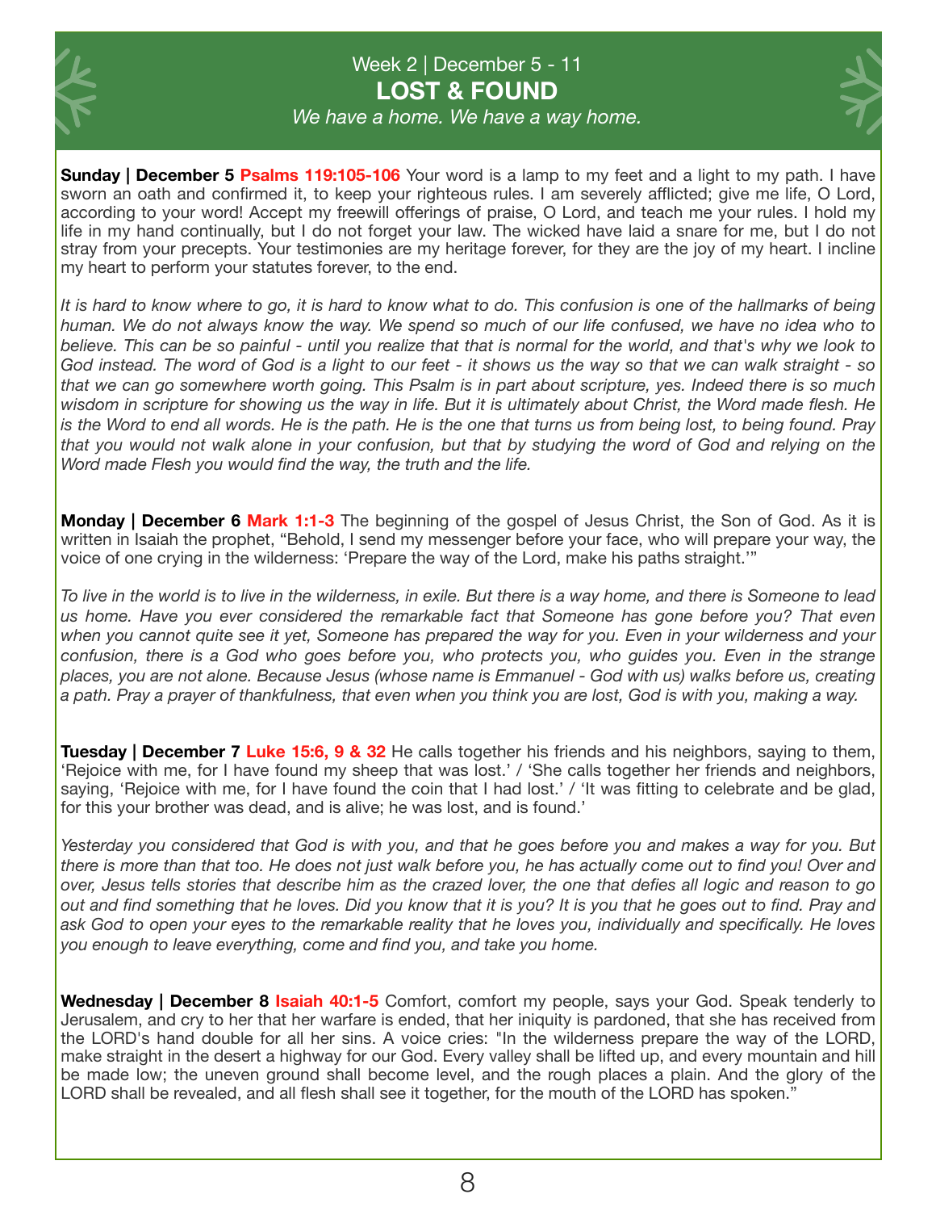# Week 2 | December 5 - 11

## LOST & FOUND

*We have a home. We have a way home.*

**Sunday | December 5** **Psalms 119:105-106** Your word is a lamp to my feet and a light to my path. I have sworn an oath and confirmed it, to keep your righteous rules. I am severely afflicted; give me life, O Lord, according to your word! Accept my freewill offerings of praise, O Lord, and teach me your rules. I hold my life in my hand continually, but I do not forget your law. The wicked have laid a snare for me, but I do not stray from your precepts. Your testimonies are my heritage forever, for they are the joy of my heart. I incline my heart to perform your statutes forever, to the end.

*It is hard to know where to go, it is hard to know what to do. This confusion is one of the hallmarks of being human. We do not always know the way. We spend so much of our life confused, we have no idea who to believe. This can be so painful - until you realize that that is normal for the world, and that's why we look to God instead. The word of God is a light to our feet - it shows us the way so that we can walk straight - so that we can go somewhere worth going. This Psalm is in part about scripture, yes. Indeed there is so much wisdom in scripture for showing us the way in life. But it is ultimately about Christ, the Word made flesh. He is the Word to end all words. He is the path. He is the one that turns us from being lost, to being found. Pray that you would not walk alone in your confusion, but that by studying the word of God and relying on the Word made Flesh you would find the way, the truth and the life.*

**Monday | December 6** **Mark 1:1-3** The beginning of the gospel of Jesus Christ, the Son of God. As it is written in Isaiah the prophet, "Behold, I send my messenger before your face, who will prepare your way, the voice of one crying in the wilderness: 'Prepare the way of the Lord, make his paths straight.'"

*To live in the world is to live in the wilderness, in exile. But there is a way home, and there is Someone to lead us home. Have you ever considered the remarkable fact that Someone has gone before you? That even when you cannot quite see it yet, Someone has prepared the way for you. Even in your wilderness and your confusion, there is a God who goes before you, who protects you, who guides you. Even in the strange places, you are not alone. Because Jesus (whose name is Emmanuel - God with us) walks before us, creating a path. Pray a prayer of thankfulness, that even when you think you are lost, God is with you, making a way.*

**Tuesday | December 7** **Luke 15:6, 9 & 32** He calls together his friends and his neighbors, saying to them, 'Rejoice with me, for I have found my sheep that was lost.' / 'She calls together her friends and neighbors, saying, 'Rejoice with me, for I have found the coin that I had lost.' / 'It was fitting to celebrate and be glad, for this your brother was dead, and is alive; he was lost, and is found.'

*Yesterday you considered that God is with you, and that he goes before you and makes a way for you. But there is more than that too. He does not just walk before you, he has actually come out to find you! Over and over, Jesus tells stories that describe him as the crazed lover, the one that defies all logic and reason to go out and find something that he loves. Did you know that it is you? It is you that he goes out to find. Pray and ask God to open your eyes to the remarkable reality that he loves you, individually and specifically. He loves you enough to leave everything, come and find you, and take you home.*

**Wednesday | December 8** **Isaiah 40:1-5** Comfort, comfort my people, says your God. Speak tenderly to Jerusalem, and cry to her that her warfare is ended, that her iniquity is pardoned, that she has received from the LORD's hand double for all her sins. A voice cries: "In the wilderness prepare the way of the LORD, make straight in the desert a highway for our God. Every valley shall be lifted up, and every mountain and hill be made low; the uneven ground shall become level, and the rough places a plain. And the glory of the LORD shall be revealed, and all flesh shall see it together, for the mouth of the LORD has spoken."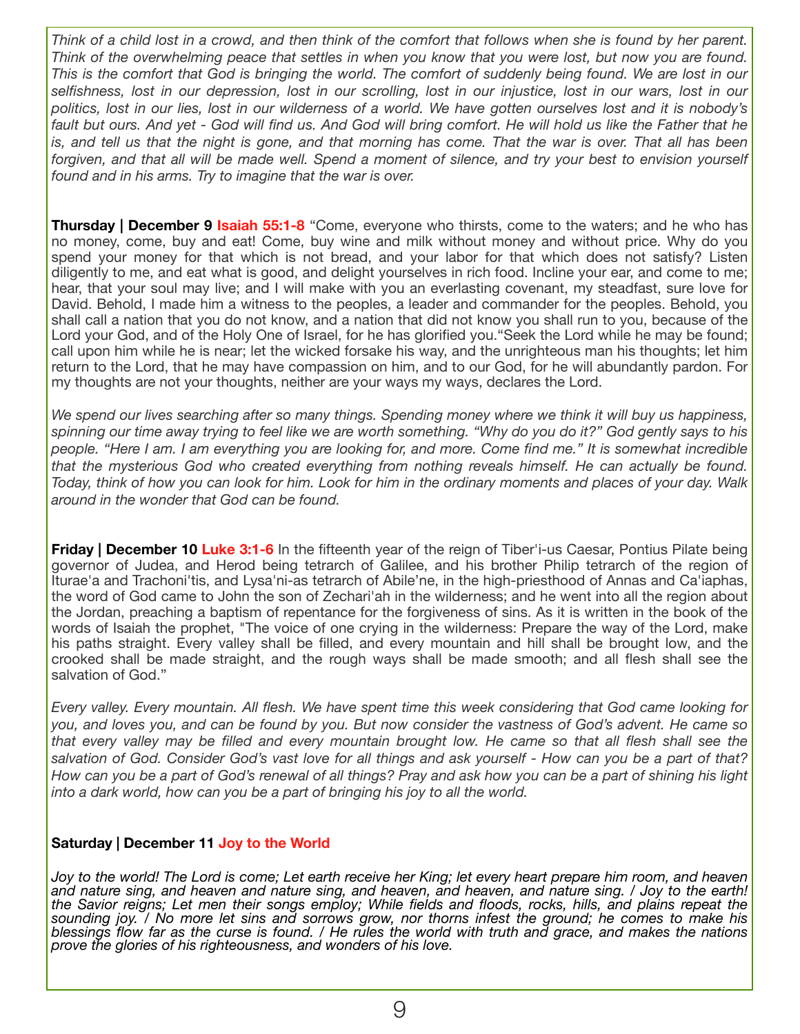*Think of a child lost in a crowd, and then think of the comfort that follows when she is found by her parent. Think of the overwhelming peace that settles in when you know that you were lost, but now you are found. This is the comfort that God is bringing the world. The comfort of suddenly being found. We are lost in our selfishness, lost in our depression, lost in our scrolling, lost in our injustice, lost in our wars, lost in our politics, lost in our lies, lost in our wilderness of a world. We have gotten ourselves lost and it is nobody's fault but ours. And yet - God will find us. And God will bring comfort. He will hold us like the Father that he is, and tell us that the night is gone, and that morning has come. That the war is over. That all has been forgiven, and that all will be made well. Spend a moment of silence, and try your best to envision yourself found and in his arms. Try to imagine that the war is over.*

**Thursday | December 9** **Isaiah 55:1-8** "Come, everyone who thirsts, come to the waters; and he who has no money, come, buy and eat! Come, buy wine and milk without money and without price. Why do you spend your money for that which is not bread, and your labor for that which does not satisfy? Listen diligently to me, and eat what is good, and delight yourselves in rich food. Incline your ear, and come to me; hear, that your soul may live; and I will make with you an everlasting covenant, my steadfast, sure love for David. Behold, I made him a witness to the peoples, a leader and commander for the peoples. Behold, you shall call a nation that you do not know, and a nation that did not know you shall run to you, because of the Lord your God, and of the Holy One of Israel, for he has glorified you."Seek the Lord while he may be found; call upon him while he is near; let the wicked forsake his way, and the unrighteous man his thoughts; let him return to the Lord, that he may have compassion on him, and to our God, for he will abundantly pardon. For my thoughts are not your thoughts, neither are your ways my ways, declares the Lord.

*We spend our lives searching after so many things. Spending money where we think it will buy us happiness, spinning our time away trying to feel like we are worth something. "Why do you do it?" God gently says to his people. "Here I am. I am everything you are looking for, and more. Come find me." It is somewhat incredible that the mysterious God who created everything from nothing reveals himself. He can actually be found. Today, think of how you can look for him. Look for him in the ordinary moments and places of your day. Walk around in the wonder that God can be found.*

**Friday | December 10** **Luke 3:1-6** In the fifteenth year of the reign of Tiber'i-us Caesar, Pontius Pilate being governor of Judea, and Herod being tetrarch of Galilee, and his brother Philip tetrarch of the region of Iturae'a and Trachoni'tis, and Lysa'ni-as tetrarch of Abile'ne, in the high-priesthood of Annas and Ca'iaphas, the word of God came to John the son of Zechari'ah in the wilderness; and he went into all the region about the Jordan, preaching a baptism of repentance for the forgiveness of sins. As it is written in the book of the words of Isaiah the prophet, "The voice of one crying in the wilderness: Prepare the way of the Lord, make his paths straight. Every valley shall be filled, and every mountain and hill shall be brought low, and the crooked shall be made straight, and the rough ways shall be made smooth; and all flesh shall see the salvation of God."

*Every valley. Every mountain. All flesh. We have spent time this week considering that God came looking for you, and loves you, and can be found by you. But now consider the vastness of God's advent. He came so that every valley may be filled and every mountain brought low. He came so that all flesh shall see the salvation of God. Consider God's vast love for all things and ask yourself - How can you be a part of that? How can you be a part of God's renewal of all things? Pray and ask how you can be a part of shining his light into a dark world, how can you be a part of bringing his joy to all the world.*

**Saturday | December 11** **Joy to the World**

*Joy to the world! The Lord is come; Let earth receive her King; let every heart prepare him room, and heaven and nature sing, and heaven and nature sing, and heaven, and heaven, and nature sing. / Joy to the earth! the Savior reigns; Let men their songs employ; While fields and floods, rocks, hills, and plains repeat the sounding joy. / No more let sins and sorrows grow, nor thorns infest the ground; he comes to make his blessings flow far as the curse is found. / He rules the world with truth and grace, and makes the nations prove the glories of his righteousness, and wonders of his love.*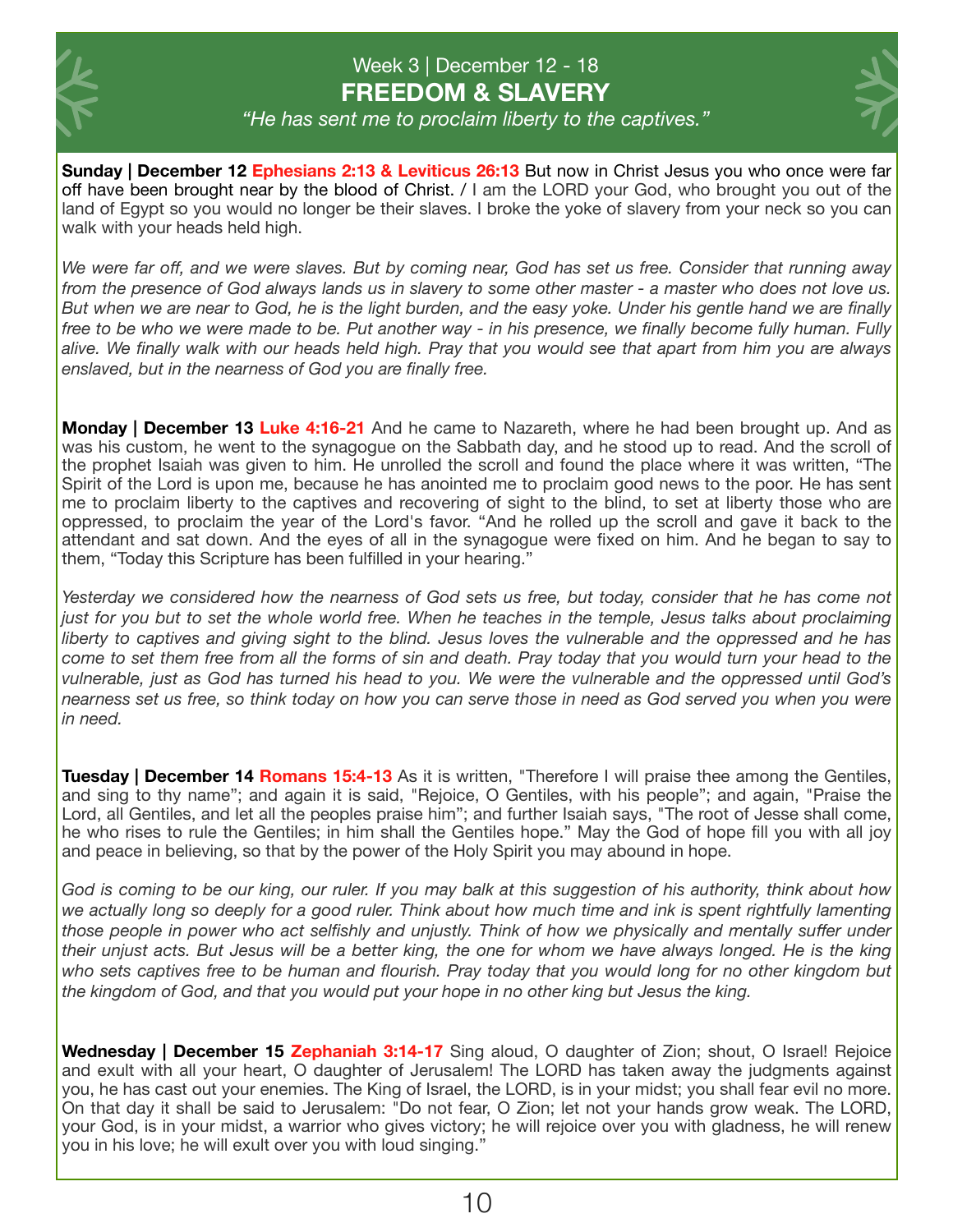## Week 3 | December 12 - 18

# FREEDOM & SLAVERY

*"He has sent me to proclaim liberty to the captives."*

**Sunday | December 12** **Ephesians 2:13 & Leviticus 26:13** But now in Christ Jesus you who once were far off have been brought near by the blood of Christ. / I am the LORD your God, who brought you out of the land of Egypt so you would no longer be their slaves. I broke the yoke of slavery from your neck so you can walk with your heads held high.

*We were far off, and we were slaves. But by coming near, God has set us free. Consider that running away from the presence of God always lands us in slavery to some other master - a master who does not love us. But when we are near to God, he is the light burden, and the easy yoke. Under his gentle hand we are finally free to be who we were made to be. Put another way - in his presence, we finally become fully human. Fully alive. We finally walk with our heads held high. Pray that you would see that apart from him you are always enslaved, but in the nearness of God you are finally free.*

**Monday | December 13** **Luke 4:16-21** And he came to Nazareth, where he had been brought up. And as was his custom, he went to the synagogue on the Sabbath day, and he stood up to read. And the scroll of the prophet Isaiah was given to him. He unrolled the scroll and found the place where it was written, "The Spirit of the Lord is upon me, because he has anointed me to proclaim good news to the poor. He has sent me to proclaim liberty to the captives and recovering of sight to the blind, to set at liberty those who are oppressed, to proclaim the year of the Lord's favor. "And he rolled up the scroll and gave it back to the attendant and sat down. And the eyes of all in the synagogue were fixed on him. And he began to say to them, "Today this Scripture has been fulfilled in your hearing."

*Yesterday we considered how the nearness of God sets us free, but today, consider that he has come not just for you but to set the whole world free. When he teaches in the temple, Jesus talks about proclaiming liberty to captives and giving sight to the blind. Jesus loves the vulnerable and the oppressed and he has come to set them free from all the forms of sin and death. Pray today that you would turn your head to the vulnerable, just as God has turned his head to you. We were the vulnerable and the oppressed until God's nearness set us free, so think today on how you can serve those in need as God served you when you were in need.*

**Tuesday | December 14** **Romans 15:4-13** As it is written, "Therefore I will praise thee among the Gentiles, and sing to thy name"; and again it is said, "Rejoice, O Gentiles, with his people"; and again, "Praise the Lord, all Gentiles, and let all the peoples praise him"; and further Isaiah says, "The root of Jesse shall come, he who rises to rule the Gentiles; in him shall the Gentiles hope." May the God of hope fill you with all joy and peace in believing, so that by the power of the Holy Spirit you may abound in hope.

*God is coming to be our king, our ruler. If you may balk at this suggestion of his authority, think about how we actually long so deeply for a good ruler. Think about how much time and ink is spent rightfully lamenting those people in power who act selfishly and unjustly. Think of how we physically and mentally suffer under their unjust acts. But Jesus will be a better king, the one for whom we have always longed. He is the king who sets captives free to be human and flourish. Pray today that you would long for no other kingdom but the kingdom of God, and that you would put your hope in no other king but Jesus the king.*

**Wednesday | December 15** **Zephaniah 3:14-17** Sing aloud, O daughter of Zion; shout, O Israel! Rejoice and exult with all your heart, O daughter of Jerusalem! The LORD has taken away the judgments against you, he has cast out your enemies. The King of Israel, the LORD, is in your midst; you shall fear evil no more. On that day it shall be said to Jerusalem: "Do not fear, O Zion; let not your hands grow weak. The LORD, your God, is in your midst, a warrior who gives victory; he will rejoice over you with gladness, he will renew you in his love; he will exult over you with loud singing."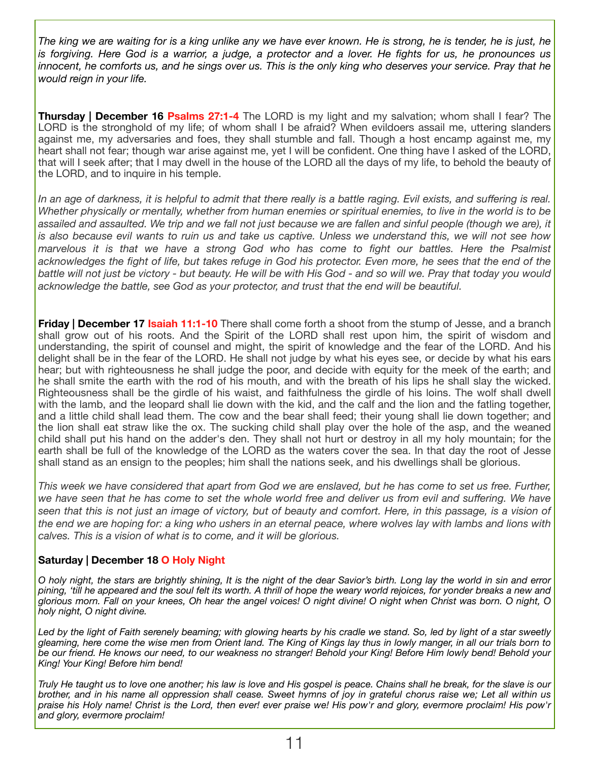*The king we are waiting for is a king unlike any we have ever known. He is strong, he is tender, he is just, he is forgiving. Here God is a warrior, a judge, a protector and a lover. He fights for us, he pronounces us innocent, he comforts us, and he sings over us. This is the only king who deserves your service. Pray that he would reign in your life.*

**Thursday | December 16** **Psalms 27:1-4** The LORD is my light and my salvation; whom shall I fear? The LORD is the stronghold of my life; of whom shall I be afraid? When evildoers assail me, uttering slanders against me, my adversaries and foes, they shall stumble and fall. Though a host encamp against me, my heart shall not fear; though war arise against me, yet I will be confident. One thing have I asked of the LORD, that will I seek after; that I may dwell in the house of the LORD all the days of my life, to behold the beauty of the LORD, and to inquire in his temple.

*In an age of darkness, it is helpful to admit that there really is a battle raging. Evil exists, and suffering is real. Whether physically or mentally, whether from human enemies or spiritual enemies, to live in the world is to be assailed and assaulted. We trip and we fall not just because we are fallen and sinful people (though we are), it is also because evil wants to ruin us and take us captive. Unless we understand this, we will not see how marvelous it is that we have a strong God who has come to fight our battles. Here the Psalmist acknowledges the fight of life, but takes refuge in God his protector. Even more, he sees that the end of the battle will not just be victory - but beauty. He will be with His God - and so will we. Pray that today you would acknowledge the battle, see God as your protector, and trust that the end will be beautiful.*

**Friday | December 17** **Isaiah 11:1-10** There shall come forth a shoot from the stump of Jesse, and a branch shall grow out of his roots. And the Spirit of the LORD shall rest upon him, the spirit of wisdom and understanding, the spirit of counsel and might, the spirit of knowledge and the fear of the LORD. And his delight shall be in the fear of the LORD. He shall not judge by what his eyes see, or decide by what his ears hear; but with righteousness he shall judge the poor, and decide with equity for the meek of the earth; and he shall smite the earth with the rod of his mouth, and with the breath of his lips he shall slay the wicked. Righteousness shall be the girdle of his waist, and faithfulness the girdle of his loins. The wolf shall dwell with the lamb, and the leopard shall lie down with the kid, and the calf and the lion and the fatling together, and a little child shall lead them. The cow and the bear shall feed; their young shall lie down together; and the lion shall eat straw like the ox. The sucking child shall play over the hole of the asp, and the weaned child shall put his hand on the adder's den. They shall not hurt or destroy in all my holy mountain; for the earth shall be full of the knowledge of the LORD as the waters cover the sea. In that day the root of Jesse shall stand as an ensign to the peoples; him shall the nations seek, and his dwellings shall be glorious.

*This week we have considered that apart from God we are enslaved, but he has come to set us free. Further, we have seen that he has come to set the whole world free and deliver us from evil and suffering. We have seen that this is not just an image of victory, but of beauty and comfort. Here, in this passage, is a vision of the end we are hoping for: a king who ushers in an eternal peace, where wolves lay with lambs and lions with calves. This is a vision of what is to come, and it will be glorious.*

**Saturday | December 18** **O Holy Night**

*O holy night, the stars are brightly shining, It is the night of the dear Savior's birth. Long lay the world in sin and error pining, 'till he appeared and the soul felt its worth. A thrill of hope the weary world rejoices, for yonder breaks a new and glorious morn. Fall on your knees, Oh hear the angel voices! O night divine! O night when Christ was born. O night, O holy night, O night divine.*

*Led by the light of Faith serenely beaming; with glowing hearts by his cradle we stand. So, led by light of a star sweetly gleaming, here come the wise men from Orient land. The King of Kings lay thus in lowly manger, in all our trials born to be our friend. He knows our need, to our weakness no stranger! Behold your King! Before Him lowly bend! Behold your King! Your King! Before him bend!*

*Truly He taught us to love one another; his law is love and His gospel is peace. Chains shall he break, for the slave is our brother, and in his name all oppression shall cease. Sweet hymns of joy in grateful chorus raise we; Let all within us praise his Holy name! Christ is the Lord, then ever! ever praise we! His pow'r and glory, evermore proclaim! His pow'r and glory, evermore proclaim!*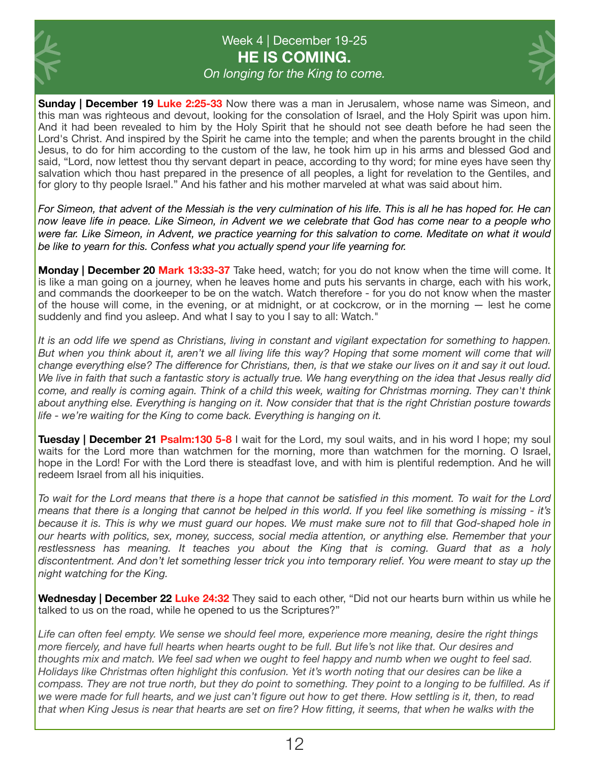Week 4 | December 19-25

# HE IS COMING.

*On longing for the King to come.*

**Sunday | December 19** **Luke 2:25-33** Now there was a man in Jerusalem, whose name was Simeon, and this man was righteous and devout, looking for the consolation of Israel, and the Holy Spirit was upon him. And it had been revealed to him by the Holy Spirit that he should not see death before he had seen the Lord's Christ. And inspired by the Spirit he came into the temple; and when the parents brought in the child Jesus, to do for him according to the custom of the law, he took him up in his arms and blessed God and said, "Lord, now lettest thou thy servant depart in peace, according to thy word; for mine eyes have seen thy salvation which thou hast prepared in the presence of all peoples, a light for revelation to the Gentiles, and for glory to thy people Israel." And his father and his mother marveled at what was said about him.

*For Simeon, that advent of the Messiah is the very culmination of his life. This is all he has hoped for. He can now leave life in peace. Like Simeon, in Advent we we celebrate that God has come near to a people who were far. Like Simeon, in Advent, we practice yearning for this salvation to come. Meditate on what it would be like to yearn for this. Confess what you actually spend your life yearning for.*

**Monday | December 20** **Mark 13:33-37** Take heed, watch; for you do not know when the time will come. It is like a man going on a journey, when he leaves home and puts his servants in charge, each with his work, and commands the doorkeeper to be on the watch. Watch therefore - for you do not know when the master of the house will come, in the evening, or at midnight, or at cockcrow, or in the morning — lest he come suddenly and find you asleep. And what I say to you I say to all: Watch."

*It is an odd life we spend as Christians, living in constant and vigilant expectation for something to happen. But when you think about it, aren't we all living life this way? Hoping that some moment will come that will change everything else? The difference for Christians, then, is that we stake our lives on it and say it out loud. We live in faith that such a fantastic story is actually true. We hang everything on the idea that Jesus really did come, and really is coming again. Think of a child this week, waiting for Christmas morning. They can't think about anything else. Everything is hanging on it. Now consider that that is the right Christian posture towards life - we're waiting for the King to come back. Everything is hanging on it.*

**Tuesday | December 21** **Psalm:130 5-8** I wait for the Lord, my soul waits, and in his word I hope; my soul waits for the Lord more than watchmen for the morning, more than watchmen for the morning. O Israel, hope in the Lord! For with the Lord there is steadfast love, and with him is plentiful redemption. And he will redeem Israel from all his iniquities.

*To wait for the Lord means that there is a hope that cannot be satisfied in this moment. To wait for the Lord means that there is a longing that cannot be helped in this world. If you feel like something is missing - it's because it is. This is why we must guard our hopes. We must make sure not to fill that God-shaped hole in our hearts with politics, sex, money, success, social media attention, or anything else. Remember that your restlessness has meaning. It teaches you about the King that is coming. Guard that as a holy discontentment. And don't let something lesser trick you into temporary relief. You were meant to stay up the night watching for the King.*

**Wednesday | December 22** **Luke 24:32** They said to each other, "Did not our hearts burn within us while he talked to us on the road, while he opened to us the Scriptures?"

*Life can often feel empty. We sense we should feel more, experience more meaning, desire the right things more fiercely, and have full hearts when hearts ought to be full. But life's not like that. Our desires and thoughts mix and match. We feel sad when we ought to feel happy and numb when we ought to feel sad. Holidays like Christmas often highlight this confusion. Yet it's worth noting that our desires can be like a compass. They are not true north, but they do point to something. They point to a longing to be fulfilled. As if we were made for full hearts, and we just can't figure out how to get there. How settling is it, then, to read that when King Jesus is near that hearts are set on fire? How fitting, it seems, that when he walks with the*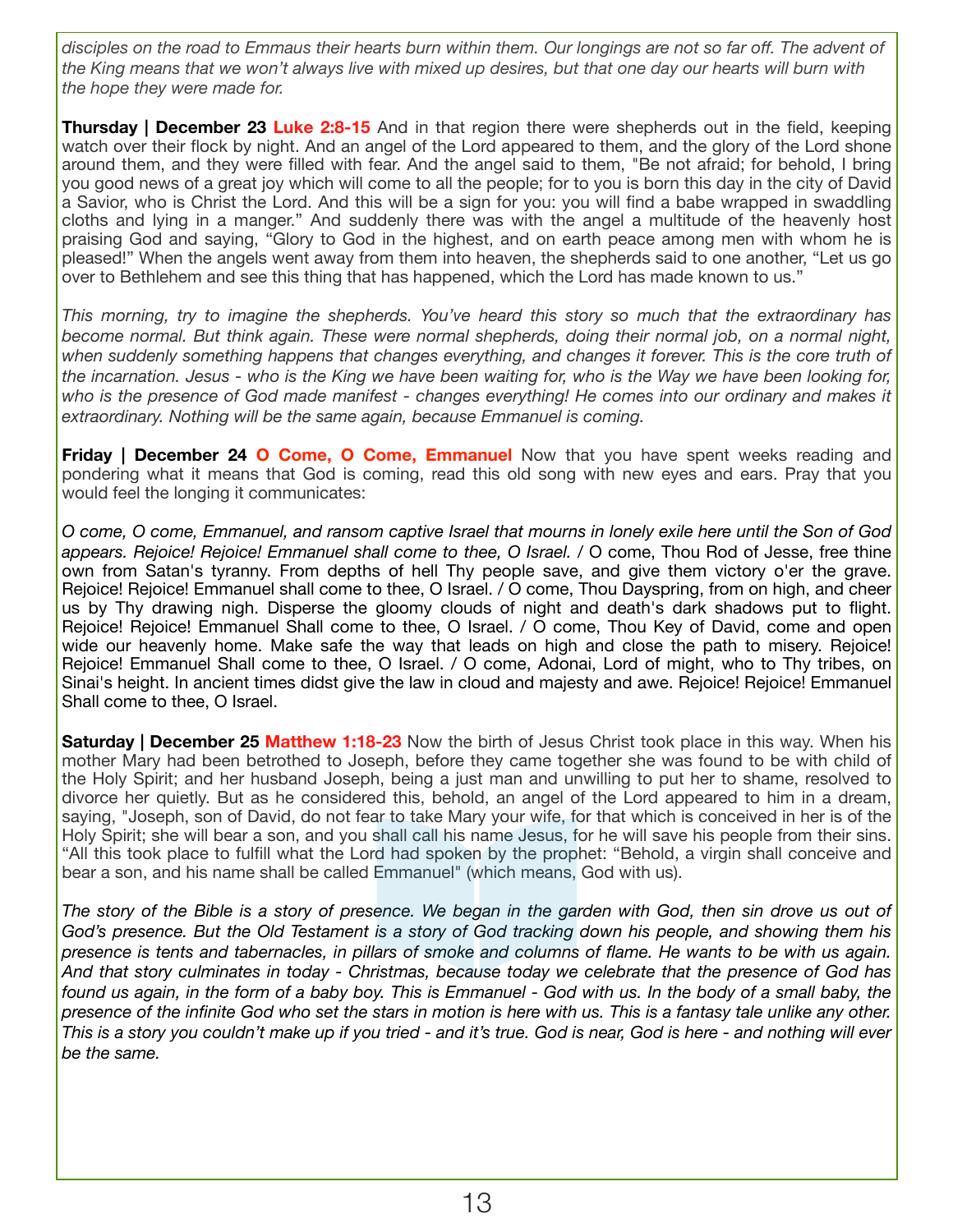*disciples on the road to Emmaus their hearts burn within them. Our longings are not so far off. The advent of the King means that we won't always live with mixed up desires, but that one day our hearts will burn with the hope they were made for.*

**Thursday | December 23** **Luke 2:8-15** And in that region there were shepherds out in the field, keeping watch over their flock by night. And an angel of the Lord appeared to them, and the glory of the Lord shone around them, and they were filled with fear. And the angel said to them, "Be not afraid; for behold, I bring you good news of a great joy which will come to all the people; for to you is born this day in the city of David a Savior, who is Christ the Lord. And this will be a sign for you: you will find a babe wrapped in swaddling cloths and lying in a manger." And suddenly there was with the angel a multitude of the heavenly host praising God and saying, "Glory to God in the highest, and on earth peace among men with whom he is pleased!" When the angels went away from them into heaven, the shepherds said to one another, "Let us go over to Bethlehem and see this thing that has happened, which the Lord has made known to us."

*This morning, try to imagine the shepherds. You've heard this story so much that the extraordinary has become normal. But think again. These were normal shepherds, doing their normal job, on a normal night, when suddenly something happens that changes everything, and changes it forever. This is the core truth of the incarnation. Jesus - who is the King we have been waiting for, who is the Way we have been looking for, who is the presence of God made manifest - changes everything! He comes into our ordinary and makes it extraordinary. Nothing will be the same again, because Emmanuel is coming.*

**Friday | December 24** **O Come, O Come, Emmanuel** Now that you have spent weeks reading and pondering what it means that God is coming, read this old song with new eyes and ears. Pray that you would feel the longing it communicates:

*O come, O come, Emmanuel, and ransom captive Israel that mourns in lonely exile here until the Son of God appears. Rejoice! Rejoice! Emmanuel shall come to thee, O Israel.* / O come, Thou Rod of Jesse, free thine own from Satan's tyranny. From depths of hell Thy people save, and give them victory o'er the grave. Rejoice! Rejoice! Emmanuel shall come to thee, O Israel. / O come, Thou Dayspring, from on high, and cheer us by Thy drawing nigh. Disperse the gloomy clouds of night and death's dark shadows put to flight. Rejoice! Rejoice! Emmanuel Shall come to thee, O Israel. / O come, Thou Key of David, come and open wide our heavenly home. Make safe the way that leads on high and close the path to misery. Rejoice! Rejoice! Emmanuel Shall come to thee, O Israel. / O come, Adonai, Lord of might, who to Thy tribes, on Sinai's height. In ancient times didst give the law in cloud and majesty and awe. Rejoice! Rejoice! Emmanuel Shall come to thee, O Israel.

**Saturday | December 25** **Matthew 1:18-23** Now the birth of Jesus Christ took place in this way. When his mother Mary had been betrothed to Joseph, before they came together she was found to be with child of the Holy Spirit; and her husband Joseph, being a just man and unwilling to put her to shame, resolved to divorce her quietly. But as he considered this, behold, an angel of the Lord appeared to him in a dream, saying, "Joseph, son of David, do not fear to take Mary your wife, for that which is conceived in her is of the Holy Spirit; she will bear a son, and you shall call his name Jesus, for he will save his people from their sins. "All this took place to fulfill what the Lord had spoken by the prophet: "Behold, a virgin shall conceive and bear a son, and his name shall be called Emmanuel" (which means, God with us).

*The story of the Bible is a story of presence. We began in the garden with God, then sin drove us out of God's presence. But the Old Testament is a story of God tracking down his people, and showing them his presence is tents and tabernacles, in pillars of smoke and columns of flame. He wants to be with us again. And that story culminates in today - Christmas, because today we celebrate that the presence of God has found us again, in the form of a baby boy. This is Emmanuel - God with us. In the body of a small baby, the presence of the infinite God who set the stars in motion is here with us. This is a fantasy tale unlike any other. This is a story you couldn't make up if you tried - and it's true. God is near, God is here - and nothing will ever be the same.*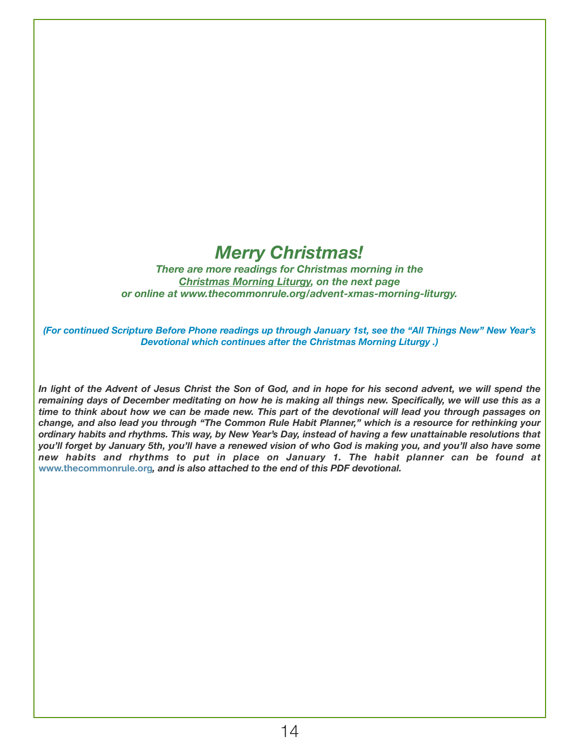# *Merry Christmas!*

***There are more readings for Christmas morning in the Christmas Morning Liturgy, on the next page or online at www.thecommonrule.org/advent-xmas-morning-liturgy.***

***(For continued Scripture Before Phone readings up through January 1st, see the "All Things New" New Year's Devotional which continues after the Christmas Morning Liturgy .)***

***In light of the Advent of Jesus Christ the Son of God, and in hope for his second advent, we will spend the remaining days of December meditating on how he is making all things new. Specifically, we will use this as a time to think about how we can be made new. This part of the devotional will lead you through passages on change, and also lead you through "The Common Rule Habit Planner," which is a resource for rethinking your ordinary habits and rhythms. This way, by New Year's Day, instead of having a few unattainable resolutions that you'll forget by January 5th, you'll have a renewed vision of who God is making you, and you'll also have some new habits and rhythms to put in place on January 1. The habit planner can be found at www.thecommonrule.org, and is also attached to the end of this PDF devotional.***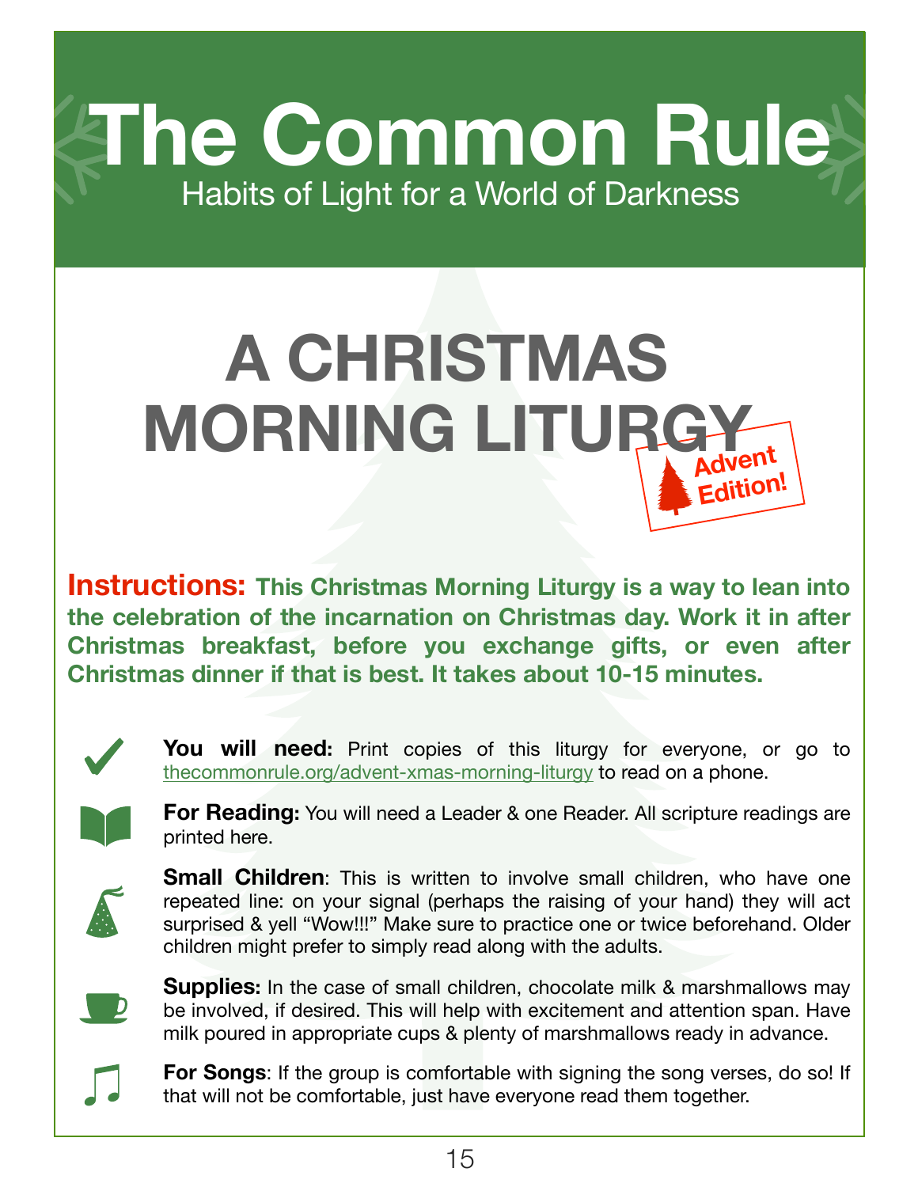# The Common Rule

Habits of Light for a World of Darkness

# A CHRISTMAS MORNING LITURGY

Advent Edition!

**Instructions: This Christmas Morning Liturgy is a way to lean into the celebration of the incarnation on Christmas day. Work it in after Christmas breakfast, before you exchange gifts, or even after Christmas dinner if that is best. It takes about 10-15 minutes.**

**You will need:** Print copies of this liturgy for everyone, or go to thecommonrule.org/advent-xmas-morning-liturgy to read on a phone.

**For Reading:** You will need a Leader & one Reader. All scripture readings are printed here.

**Small Children**: This is written to involve small children, who have one repeated line: on your signal (perhaps the raising of your hand) they will act surprised & yell "Wow!!!" Make sure to practice one or twice beforehand. Older children might prefer to simply read along with the adults.

**Supplies:** In the case of small children, chocolate milk & marshmallows may be involved, if desired. This will help with excitement and attention span. Have milk poured in appropriate cups & plenty of marshmallows ready in advance.

**For Songs**: If the group is comfortable with signing the song verses, do so! If that will not be comfortable, just have everyone read them together.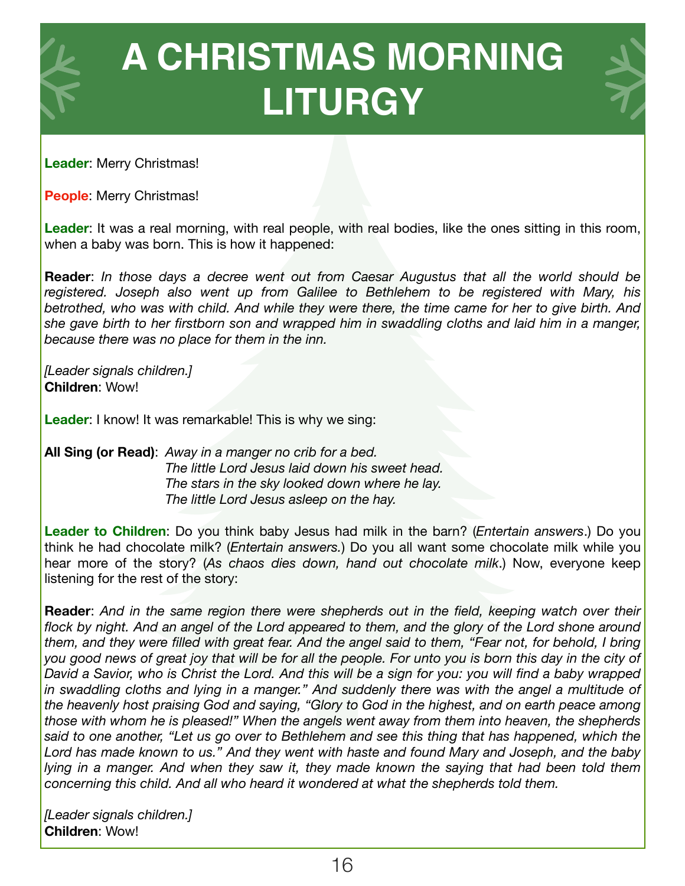# A CHRISTMAS MORNING LITURGY

**Leader**: Merry Christmas!

**People**: Merry Christmas!

**Leader**: It was a real morning, with real people, with real bodies, like the ones sitting in this room, when a baby was born. This is how it happened:

**Reader**: *In those days a decree went out from Caesar Augustus that all the world should be registered. Joseph also went up from Galilee to Bethlehem to be registered with Mary, his betrothed, who was with child. And while they were there, the time came for her to give birth. And she gave birth to her firstborn son and wrapped him in swaddling cloths and laid him in a manger, because there was no place for them in the inn.*

*[Leader signals children.]*
**Children**: Wow!

**Leader**: I know! It was remarkable! This is why we sing:

**All Sing (or Read)**: *Away in a manger no crib for a bed.*
*The little Lord Jesus laid down his sweet head.*
*The stars in the sky looked down where he lay.*
*The little Lord Jesus asleep on the hay.*

**Leader to Children**: Do you think baby Jesus had milk in the barn? (*Entertain answers*.) Do you think he had chocolate milk? (*Entertain answers.*) Do you all want some chocolate milk while you hear more of the story? (*As chaos dies down, hand out chocolate milk*.) Now, everyone keep listening for the rest of the story:

**Reader**: *And in the same region there were shepherds out in the field, keeping watch over their flock by night. And an angel of the Lord appeared to them, and the glory of the Lord shone around them, and they were filled with great fear. And the angel said to them, "Fear not, for behold, I bring you good news of great joy that will be for all the people. For unto you is born this day in the city of David a Savior, who is Christ the Lord. And this will be a sign for you: you will find a baby wrapped in swaddling cloths and lying in a manger." And suddenly there was with the angel a multitude of the heavenly host praising God and saying, "Glory to God in the highest, and on earth peace among those with whom he is pleased!" When the angels went away from them into heaven, the shepherds said to one another, "Let us go over to Bethlehem and see this thing that has happened, which the Lord has made known to us." And they went with haste and found Mary and Joseph, and the baby lying in a manger. And when they saw it, they made known the saying that had been told them concerning this child. And all who heard it wondered at what the shepherds told them.*

*[Leader signals children.]*
**Children**: Wow!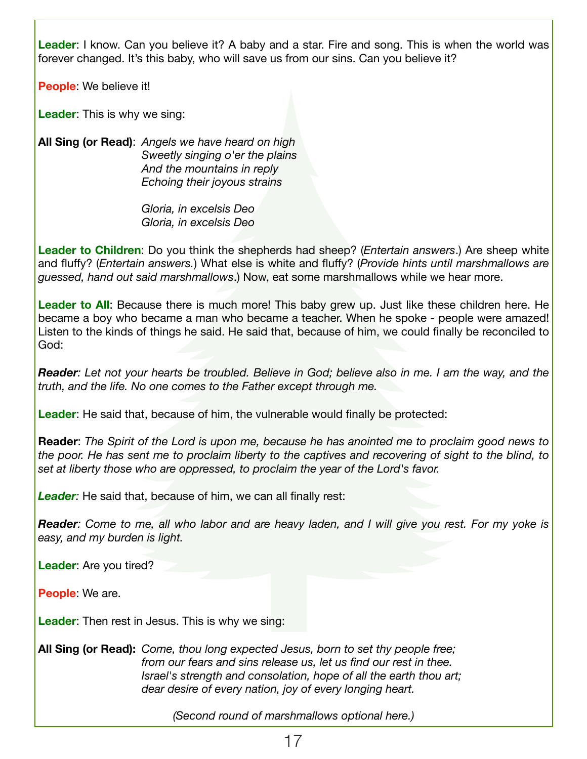**Leader**: I know. Can you believe it? A baby and a star. Fire and song. This is when the world was forever changed. It's this baby, who will save us from our sins. Can you believe it?

**People**: We believe it!

**Leader**: This is why we sing:

**All Sing (or Read)**: *Angels we have heard on high*
*Sweetly singing o'er the plains*
*And the mountains in reply*
*Echoing their joyous strains*

*Gloria, in excelsis Deo*
*Gloria, in excelsis Deo*

**Leader to Children**: Do you think the shepherds had sheep? (*Entertain answers*.) Are sheep white and fluffy? (*Entertain answers.*) What else is white and fluffy? (*Provide hints until marshmallows are guessed, hand out said marshmallows*.) Now, eat some marshmallows while we hear more.

**Leader to All**: Because there is much more! This baby grew up. Just like these children here. He became a boy who became a man who became a teacher. When he spoke - people were amazed! Listen to the kinds of things he said. He said that, because of him, we could finally be reconciled to God:

***Reader**: Let not your hearts be troubled. Believe in God; believe also in me. I am the way, and the truth, and the life. No one comes to the Father except through me.*

**Leader**: He said that, because of him, the vulnerable would finally be protected:

**Reader**: *The Spirit of the Lord is upon me, because he has anointed me to proclaim good news to the poor. He has sent me to proclaim liberty to the captives and recovering of sight to the blind, to set at liberty those who are oppressed, to proclaim the year of the Lord's favor.*

***Leader:*** He said that, because of him, we can all finally rest:

***Reader**: Come to me, all who labor and are heavy laden, and I will give you rest. For my yoke is easy, and my burden is light.*

**Leader**: Are you tired?

**People**: We are.

**Leader**: Then rest in Jesus. This is why we sing:

**All Sing (or Read):** *Come, thou long expected Jesus, born to set thy people free;*
*from our fears and sins release us, let us find our rest in thee.*
*Israel's strength and consolation, hope of all the earth thou art;*
*dear desire of every nation, joy of every longing heart.*

*(Second round of marshmallows optional here.)*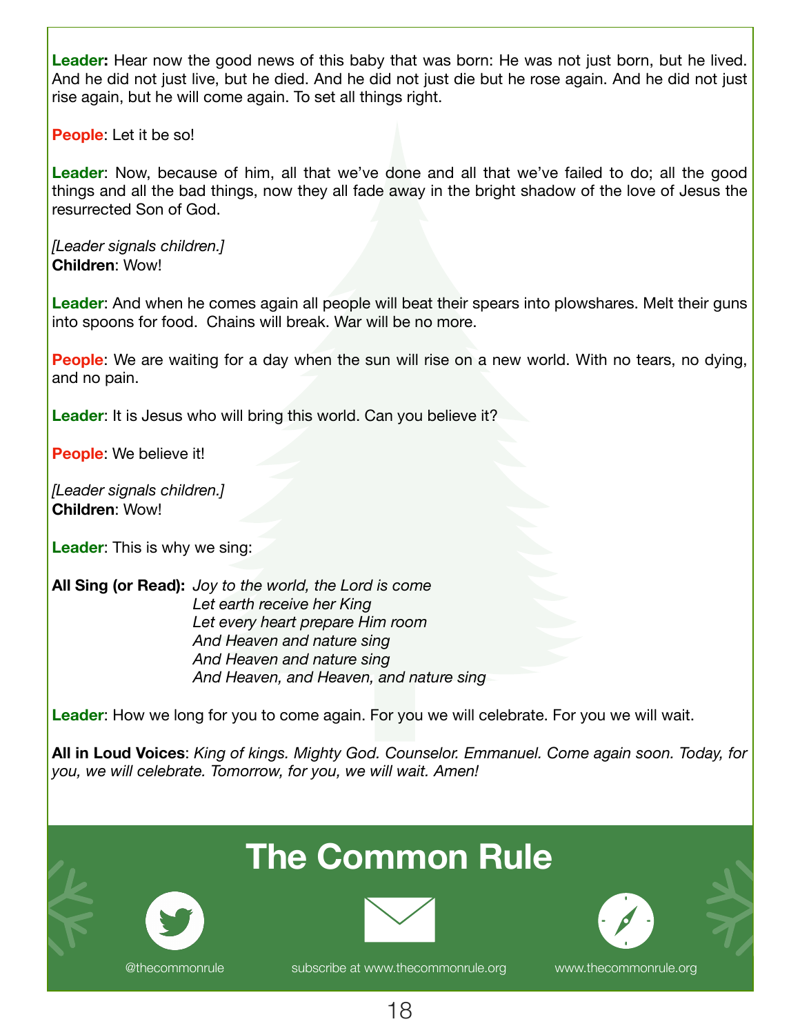**Leader:** Hear now the good news of this baby that was born: He was not just born, but he lived. And he did not just live, but he died. And he did not just die but he rose again. And he did not just rise again, but he will come again. To set all things right.

**People**: Let it be so!

**Leader**: Now, because of him, all that we've done and all that we've failed to do; all the good things and all the bad things, now they all fade away in the bright shadow of the love of Jesus the resurrected Son of God.

*[Leader signals children.]*
**Children**: Wow!

**Leader**: And when he comes again all people will beat their spears into plowshares. Melt their guns into spoons for food. Chains will break. War will be no more.

**People**: We are waiting for a day when the sun will rise on a new world. With no tears, no dying, and no pain.

**Leader**: It is Jesus who will bring this world. Can you believe it?

**People**: We believe it!

*[Leader signals children.]*
**Children**: Wow!

**Leader**: This is why we sing:

**All Sing (or Read):** *Joy to the world, the Lord is come*
*Let earth receive her King*
*Let every heart prepare Him room*
*And Heaven and nature sing*
*And Heaven and nature sing*
*And Heaven, and Heaven, and nature sing*

**Leader**: How we long for you to come again. For you we will celebrate. For you we will wait.

**All in Loud Voices**: *King of kings. Mighty God. Counselor. Emmanuel. Come again soon. Today, for you, we will celebrate. Tomorrow, for you, we will wait. Amen!*

## The Common Rule

@thecommonrule

subscribe at www.thecommonrule.org

www.thecommonrule.org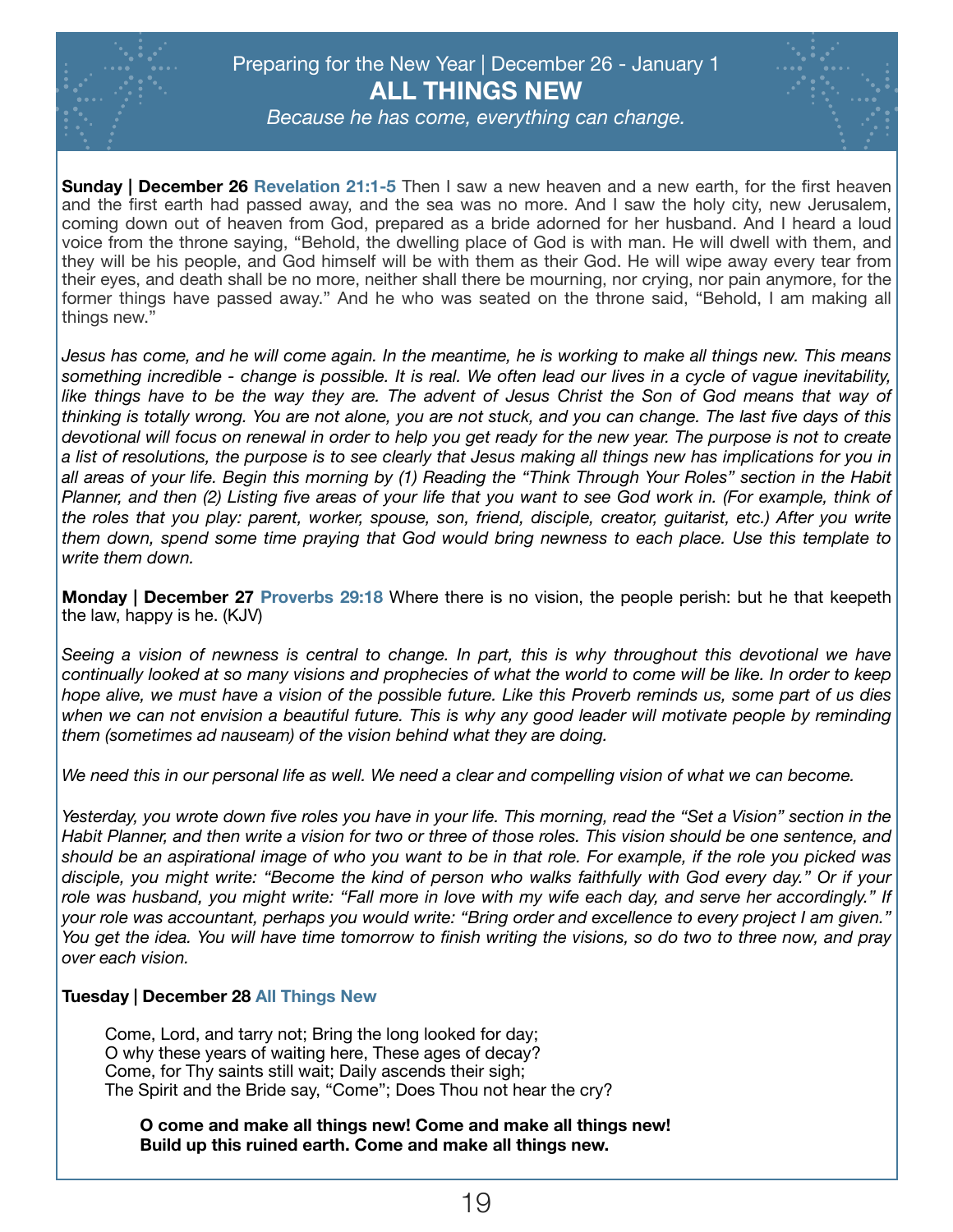Preparing for the New Year | December 26 - January 1

# ALL THINGS NEW

*Because he has come, everything can change.*

**Sunday | December 26** **Revelation 21:1-5** Then I saw a new heaven and a new earth, for the first heaven and the first earth had passed away, and the sea was no more. And I saw the holy city, new Jerusalem, coming down out of heaven from God, prepared as a bride adorned for her husband. And I heard a loud voice from the throne saying, "Behold, the dwelling place of God is with man. He will dwell with them, and they will be his people, and God himself will be with them as their God. He will wipe away every tear from their eyes, and death shall be no more, neither shall there be mourning, nor crying, nor pain anymore, for the former things have passed away." And he who was seated on the throne said, "Behold, I am making all things new."

*Jesus has come, and he will come again. In the meantime, he is working to make all things new. This means something incredible - change is possible. It is real. We often lead our lives in a cycle of vague inevitability, like things have to be the way they are. The advent of Jesus Christ the Son of God means that way of thinking is totally wrong. You are not alone, you are not stuck, and you can change. The last five days of this devotional will focus on renewal in order to help you get ready for the new year. The purpose is not to create a list of resolutions, the purpose is to see clearly that Jesus making all things new has implications for you in all areas of your life. Begin this morning by (1) Reading the "Think Through Your Roles" section in the Habit Planner, and then (2) Listing five areas of your life that you want to see God work in. (For example, think of the roles that you play: parent, worker, spouse, son, friend, disciple, creator, guitarist, etc.) After you write them down, spend some time praying that God would bring newness to each place. Use this template to write them down.*

**Monday | December 27** **Proverbs 29:18** Where there is no vision, the people perish: but he that keepeth the law, happy is he. (KJV)

*Seeing a vision of newness is central to change. In part, this is why throughout this devotional we have continually looked at so many visions and prophecies of what the world to come will be like. In order to keep hope alive, we must have a vision of the possible future. Like this Proverb reminds us, some part of us dies when we can not envision a beautiful future. This is why any good leader will motivate people by reminding them (sometimes ad nauseam) of the vision behind what they are doing.*

*We need this in our personal life as well. We need a clear and compelling vision of what we can become.*

*Yesterday, you wrote down five roles you have in your life. This morning, read the "Set a Vision" section in the Habit Planner, and then write a vision for two or three of those roles. This vision should be one sentence, and should be an aspirational image of who you want to be in that role. For example, if the role you picked was disciple, you might write: "Become the kind of person who walks faithfully with God every day." Or if your role was husband, you might write: "Fall more in love with my wife each day, and serve her accordingly." If your role was accountant, perhaps you would write: "Bring order and excellence to every project I am given." You get the idea. You will have time tomorrow to finish writing the visions, so do two to three now, and pray over each vision.*

**Tuesday | December 28** **All Things New**

Come, Lord, and tarry not; Bring the long looked for day;
O why these years of waiting here, These ages of decay?
Come, for Thy saints still wait; Daily ascends their sigh;
The Spirit and the Bride say, "Come"; Does Thou not hear the cry?

**O come and make all things new! Come and make all things new!**
**Build up this ruined earth. Come and make all things new.**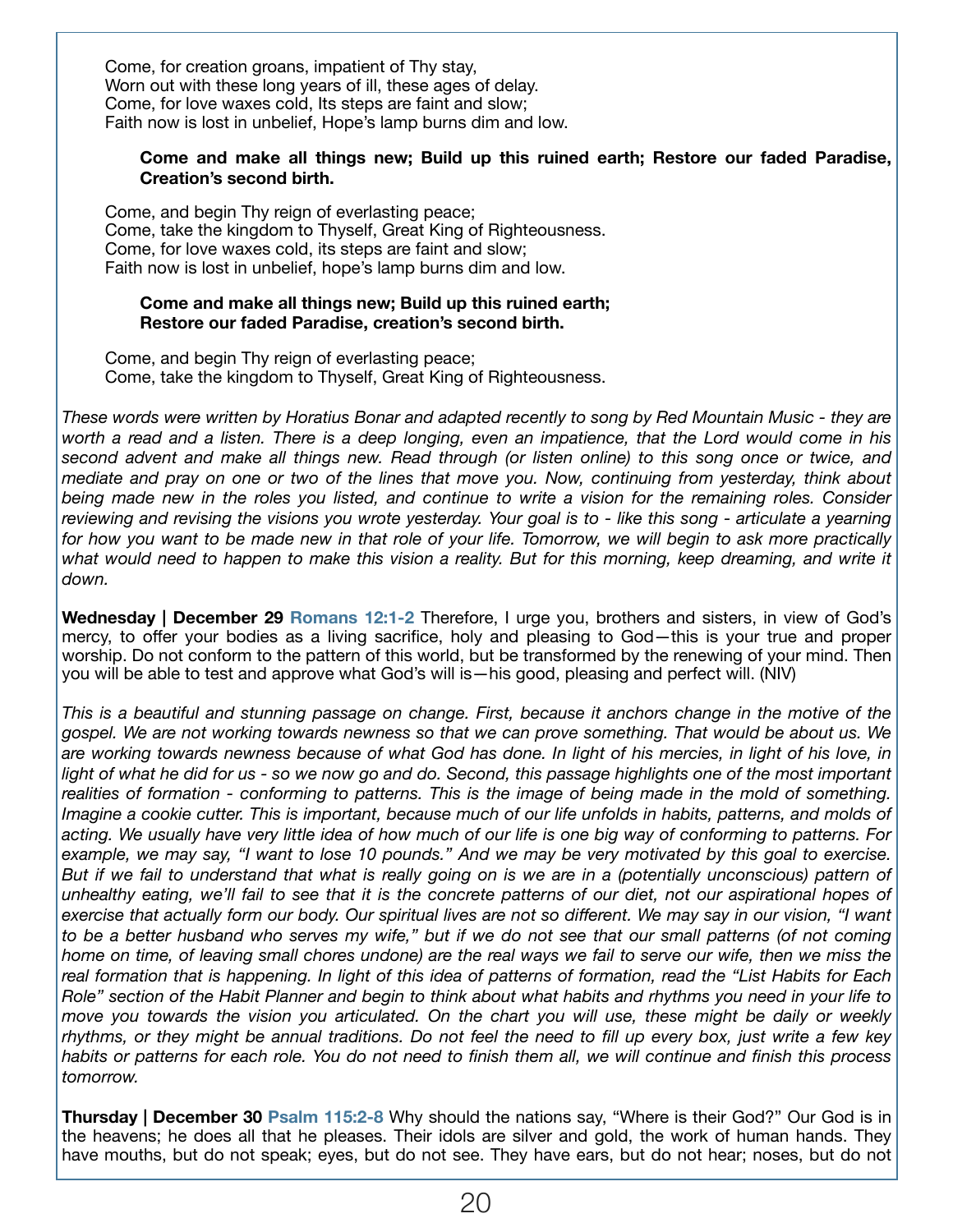Come, for creation groans, impatient of Thy stay,
Worn out with these long years of ill, these ages of delay.
Come, for love waxes cold, Its steps are faint and slow;
Faith now is lost in unbelief, Hope's lamp burns dim and low.

> **Come and make all things new; Build up this ruined earth; Restore our faded Paradise, Creation's second birth.**

Come, and begin Thy reign of everlasting peace;
Come, take the kingdom to Thyself, Great King of Righteousness.
Come, for love waxes cold, its steps are faint and slow;
Faith now is lost in unbelief, hope's lamp burns dim and low.

> **Come and make all things new; Build up this ruined earth;
> Restore our faded Paradise, creation's second birth.**

Come, and begin Thy reign of everlasting peace;
Come, take the kingdom to Thyself, Great King of Righteousness.

*These words were written by Horatius Bonar and adapted recently to song by Red Mountain Music - they are worth a read and a listen. There is a deep longing, even an impatience, that the Lord would come in his second advent and make all things new. Read through (or listen online) to this song once or twice, and mediate and pray on one or two of the lines that move you. Now, continuing from yesterday, think about being made new in the roles you listed, and continue to write a vision for the remaining roles. Consider reviewing and revising the visions you wrote yesterday. Your goal is to - like this song - articulate a yearning for how you want to be made new in that role of your life. Tomorrow, we will begin to ask more practically what would need to happen to make this vision a reality. But for this morning, keep dreaming, and write it down.*

**Wednesday | December 29** **Romans 12:1-2** Therefore, I urge you, brothers and sisters, in view of God's mercy, to offer your bodies as a living sacrifice, holy and pleasing to God—this is your true and proper worship. Do not conform to the pattern of this world, but be transformed by the renewing of your mind. Then you will be able to test and approve what God's will is—his good, pleasing and perfect will. (NIV)

*This is a beautiful and stunning passage on change. First, because it anchors change in the motive of the gospel. We are not working towards newness so that we can prove something. That would be about us. We are working towards newness because of what God has done. In light of his mercies, in light of his love, in light of what he did for us - so we now go and do. Second, this passage highlights one of the most important realities of formation - conforming to patterns. This is the image of being made in the mold of something. Imagine a cookie cutter. This is important, because much of our life unfolds in habits, patterns, and molds of acting. We usually have very little idea of how much of our life is one big way of conforming to patterns. For example, we may say, "I want to lose 10 pounds." And we may be very motivated by this goal to exercise. But if we fail to understand that what is really going on is we are in a (potentially unconscious) pattern of unhealthy eating, we'll fail to see that it is the concrete patterns of our diet, not our aspirational hopes of exercise that actually form our body. Our spiritual lives are not so different. We may say in our vision, "I want to be a better husband who serves my wife," but if we do not see that our small patterns (of not coming home on time, of leaving small chores undone) are the real ways we fail to serve our wife, then we miss the real formation that is happening. In light of this idea of patterns of formation, read the "List Habits for Each Role" section of the Habit Planner and begin to think about what habits and rhythms you need in your life to move you towards the vision you articulated. On the chart you will use, these might be daily or weekly rhythms, or they might be annual traditions. Do not feel the need to fill up every box, just write a few key habits or patterns for each role. You do not need to finish them all, we will continue and finish this process tomorrow.*

**Thursday | December 30** **Psalm 115:2-8** Why should the nations say, "Where is their God?" Our God is in the heavens; he does all that he pleases. Their idols are silver and gold, the work of human hands. They have mouths, but do not speak; eyes, but do not see. They have ears, but do not hear; noses, but do not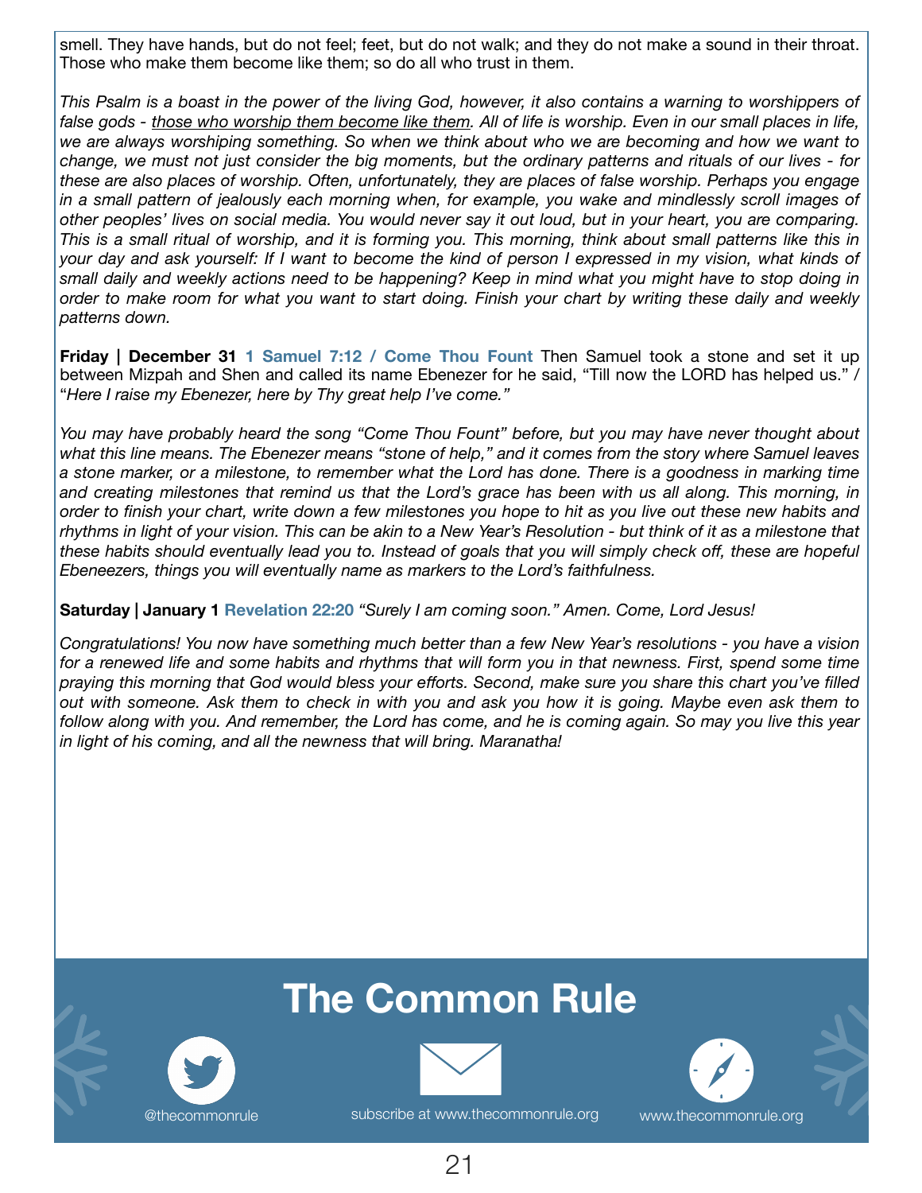smell. They have hands, but do not feel; feet, but do not walk; and they do not make a sound in their throat. Those who make them become like them; so do all who trust in them.

*This Psalm is a boast in the power of the living God, however, it also contains a warning to worshippers of false gods - <u>those who worship them become like them</u>. All of life is worship. Even in our small places in life, we are always worshiping something. So when we think about who we are becoming and how we want to change, we must not just consider the big moments, but the ordinary patterns and rituals of our lives - for these are also places of worship. Often, unfortunately, they are places of false worship. Perhaps you engage in a small pattern of jealously each morning when, for example, you wake and mindlessly scroll images of other peoples' lives on social media. You would never say it out loud, but in your heart, you are comparing. This is a small ritual of worship, and it is forming you. This morning, think about small patterns like this in your day and ask yourself: If I want to become the kind of person I expressed in my vision, what kinds of small daily and weekly actions need to be happening? Keep in mind what you might have to stop doing in order to make room for what you want to start doing. Finish your chart by writing these daily and weekly patterns down.*

**Friday | December 31** **1 Samuel 7:12 / Come Thou Fount** Then Samuel took a stone and set it up between Mizpah and Shen and called its name Ebenezer for he said, "Till now the LORD has helped us." / "*Here I raise my Ebenezer, here by Thy great help I've come."*

*You may have probably heard the song "Come Thou Fount" before, but you may have never thought about what this line means. The Ebenezer means "stone of help," and it comes from the story where Samuel leaves a stone marker, or a milestone, to remember what the Lord has done. There is a goodness in marking time and creating milestones that remind us that the Lord's grace has been with us all along. This morning, in order to finish your chart, write down a few milestones you hope to hit as you live out these new habits and rhythms in light of your vision. This can be akin to a New Year's Resolution - but think of it as a milestone that these habits should eventually lead you to. Instead of goals that you will simply check off, these are hopeful Ebeneezers, things you will eventually name as markers to the Lord's faithfulness.*

**Saturday | January 1** **Revelation 22:20** *"Surely I am coming soon." Amen. Come, Lord Jesus!*

*Congratulations! You now have something much better than a few New Year's resolutions - you have a vision for a renewed life and some habits and rhythms that will form you in that newness. First, spend some time praying this morning that God would bless your efforts. Second, make sure you share this chart you've filled out with someone. Ask them to check in with you and ask you how it is going. Maybe even ask them to follow along with you. And remember, the Lord has come, and he is coming again. So may you live this year in light of his coming, and all the newness that will bring. Maranatha!*

# The Common Rule

@thecommonrule

subscribe at www.thecommonrule.org

www.thecommonrule.org